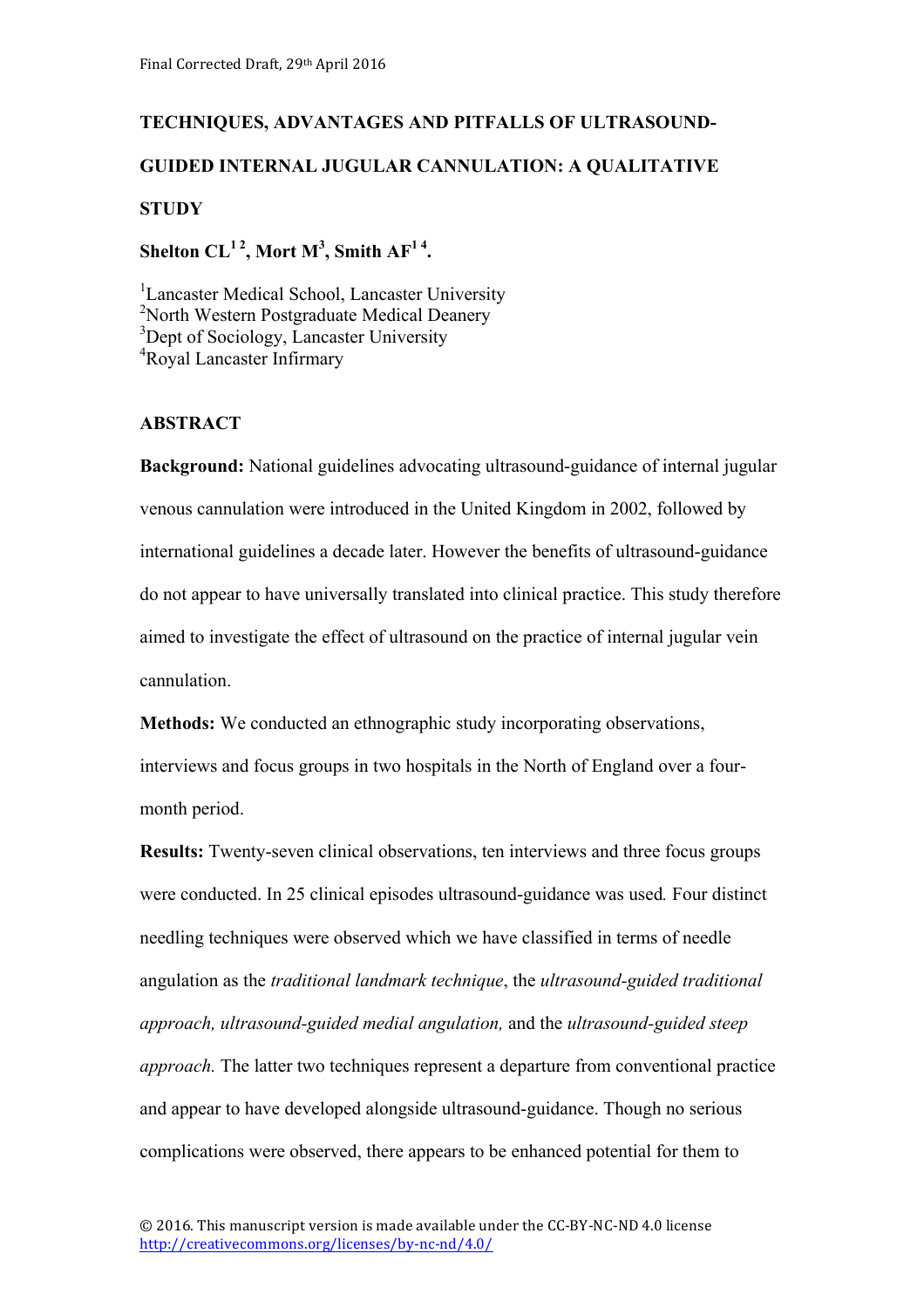Final Corrected Draft, 29th April 2016

# TECHNIQUES, ADVANTAGES AND PITFALLS OF ULTRASOUND-GUIDED INTERNAL JUGULAR CANNULATION: A QUALITATIVE STUDY

**Shelton CL[1 2], Mort M[3], Smith AF[1 4].**

[1]Lancaster Medical School, Lancaster University
[2]North Western Postgraduate Medical Deanery
[3]Dept of Sociology, Lancaster University
[4]Royal Lancaster Infirmary

## ABSTRACT

**Background:** National guidelines advocating ultrasound-guidance of internal jugular venous cannulation were introduced in the United Kingdom in 2002, followed by international guidelines a decade later. However the benefits of ultrasound-guidance do not appear to have universally translated into clinical practice. This study therefore aimed to investigate the effect of ultrasound on the practice of internal jugular vein cannulation.

**Methods:** We conducted an ethnographic study incorporating observations, interviews and focus groups in two hospitals in the North of England over a four-month period.

**Results:** Twenty-seven clinical observations, ten interviews and three focus groups were conducted. In 25 clinical episodes ultrasound-guidance was used. Four distinct needling techniques were observed which we have classified in terms of needle angulation as the *traditional landmark technique*, the *ultrasound-guided traditional approach, ultrasound-guided medial angulation,* and the *ultrasound-guided steep approach.* The latter two techniques represent a departure from conventional practice and appear to have developed alongside ultrasound-guidance. Though no serious complications were observed, there appears to be enhanced potential for them to

© 2016. This manuscript version is made available under the CC-BY-NC-ND 4.0 license http://creativecommons.org/licenses/by-nc-nd/4.0/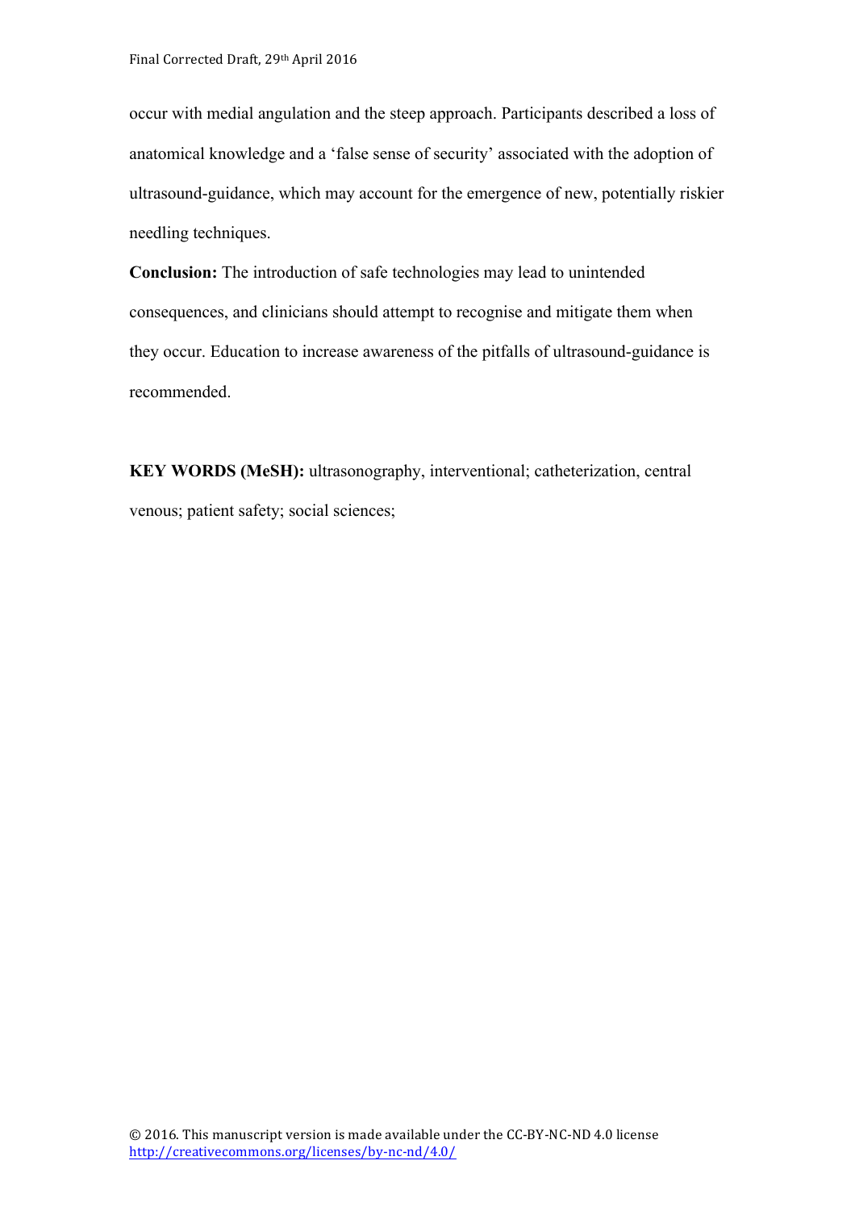occur with medial angulation and the steep approach. Participants described a loss of anatomical knowledge and a 'false sense of security' associated with the adoption of ultrasound-guidance, which may account for the emergence of new, potentially riskier needling techniques.

**Conclusion:** The introduction of safe technologies may lead to unintended consequences, and clinicians should attempt to recognise and mitigate them when they occur. Education to increase awareness of the pitfalls of ultrasound-guidance is recommended.

**KEY WORDS (MeSH):** ultrasonography, interventional; catheterization, central venous; patient safety; social sciences;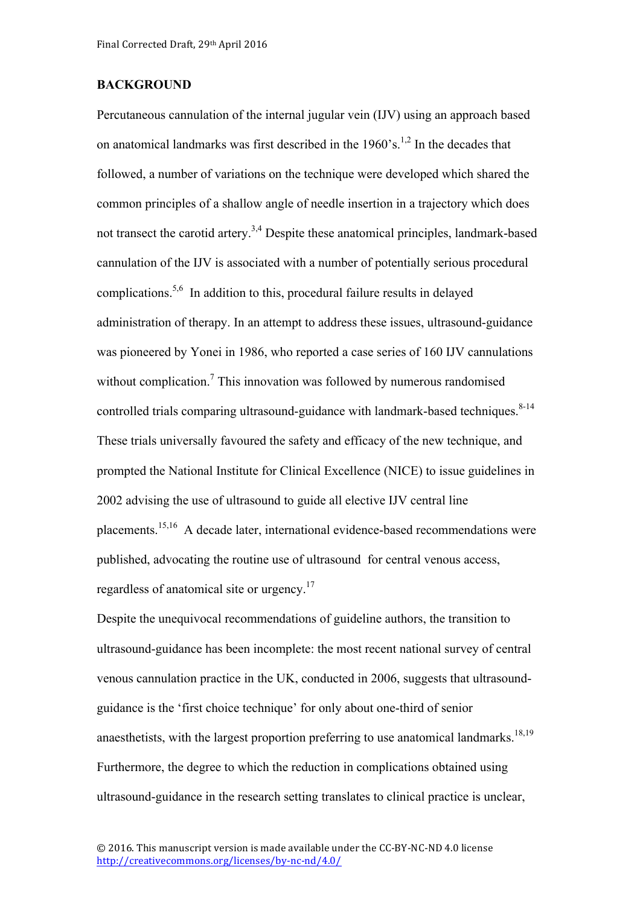## BACKGROUND

Percutaneous cannulation of the internal jugular vein (IJV) using an approach based on anatomical landmarks was first described in the 1960's.[1,2] In the decades that followed, a number of variations on the technique were developed which shared the common principles of a shallow angle of needle insertion in a trajectory which does not transect the carotid artery.[3,4] Despite these anatomical principles, landmark-based cannulation of the IJV is associated with a number of potentially serious procedural complications.[5,6] In addition to this, procedural failure results in delayed administration of therapy. In an attempt to address these issues, ultrasound-guidance was pioneered by Yonei in 1986, who reported a case series of 160 IJV cannulations without complication.[7] This innovation was followed by numerous randomised controlled trials comparing ultrasound-guidance with landmark-based techniques.[8-14] These trials universally favoured the safety and efficacy of the new technique, and prompted the National Institute for Clinical Excellence (NICE) to issue guidelines in 2002 advising the use of ultrasound to guide all elective IJV central line placements.[15,16] A decade later, international evidence-based recommendations were published, advocating the routine use of ultrasound for central venous access, regardless of anatomical site or urgency.[17]

Despite the unequivocal recommendations of guideline authors, the transition to ultrasound-guidance has been incomplete: the most recent national survey of central venous cannulation practice in the UK, conducted in 2006, suggests that ultrasound-guidance is the 'first choice technique' for only about one-third of senior anaesthetists, with the largest proportion preferring to use anatomical landmarks.[18,19] Furthermore, the degree to which the reduction in complications obtained using ultrasound-guidance in the research setting translates to clinical practice is unclear,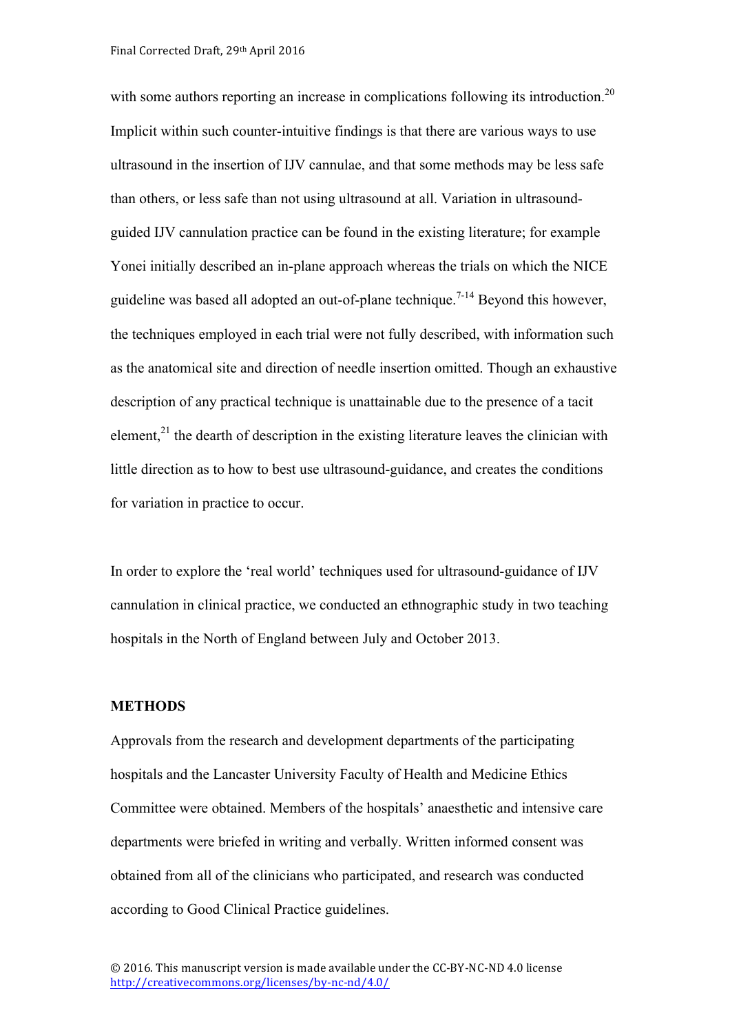with some authors reporting an increase in complications following its introduction.[20] Implicit within such counter-intuitive findings is that there are various ways to use ultrasound in the insertion of IJV cannulae, and that some methods may be less safe than others, or less safe than not using ultrasound at all. Variation in ultrasound-guided IJV cannulation practice can be found in the existing literature; for example Yonei initially described an in-plane approach whereas the trials on which the NICE guideline was based all adopted an out-of-plane technique.[7-14] Beyond this however, the techniques employed in each trial were not fully described, with information such as the anatomical site and direction of needle insertion omitted. Though an exhaustive description of any practical technique is unattainable due to the presence of a tacit element,[21] the dearth of description in the existing literature leaves the clinician with little direction as to how to best use ultrasound-guidance, and creates the conditions for variation in practice to occur.

In order to explore the 'real world' techniques used for ultrasound-guidance of IJV cannulation in clinical practice, we conducted an ethnographic study in two teaching hospitals in the North of England between July and October 2013.

## METHODS

Approvals from the research and development departments of the participating hospitals and the Lancaster University Faculty of Health and Medicine Ethics Committee were obtained. Members of the hospitals' anaesthetic and intensive care departments were briefed in writing and verbally. Written informed consent was obtained from all of the clinicians who participated, and research was conducted according to Good Clinical Practice guidelines.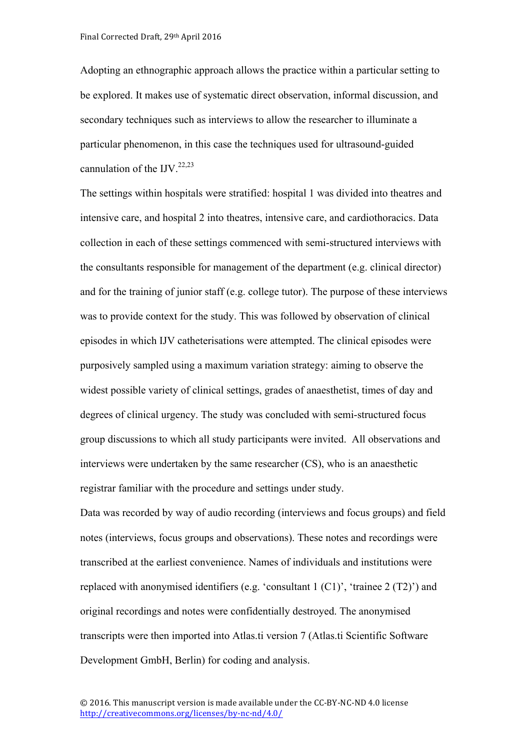Adopting an ethnographic approach allows the practice within a particular setting to be explored. It makes use of systematic direct observation, informal discussion, and secondary techniques such as interviews to allow the researcher to illuminate a particular phenomenon, in this case the techniques used for ultrasound-guided cannulation of the IJV.[22,23]

The settings within hospitals were stratified: hospital 1 was divided into theatres and intensive care, and hospital 2 into theatres, intensive care, and cardiothoracics. Data collection in each of these settings commenced with semi-structured interviews with the consultants responsible for management of the department (e.g. clinical director) and for the training of junior staff (e.g. college tutor). The purpose of these interviews was to provide context for the study. This was followed by observation of clinical episodes in which IJV catheterisations were attempted. The clinical episodes were purposively sampled using a maximum variation strategy: aiming to observe the widest possible variety of clinical settings, grades of anaesthetist, times of day and degrees of clinical urgency. The study was concluded with semi-structured focus group discussions to which all study participants were invited. All observations and interviews were undertaken by the same researcher (CS), who is an anaesthetic registrar familiar with the procedure and settings under study.

Data was recorded by way of audio recording (interviews and focus groups) and field notes (interviews, focus groups and observations). These notes and recordings were transcribed at the earliest convenience. Names of individuals and institutions were replaced with anonymised identifiers (e.g. 'consultant 1 (C1)', 'trainee 2 (T2)') and original recordings and notes were confidentially destroyed. The anonymised transcripts were then imported into Atlas.ti version 7 (Atlas.ti Scientific Software Development GmbH, Berlin) for coding and analysis.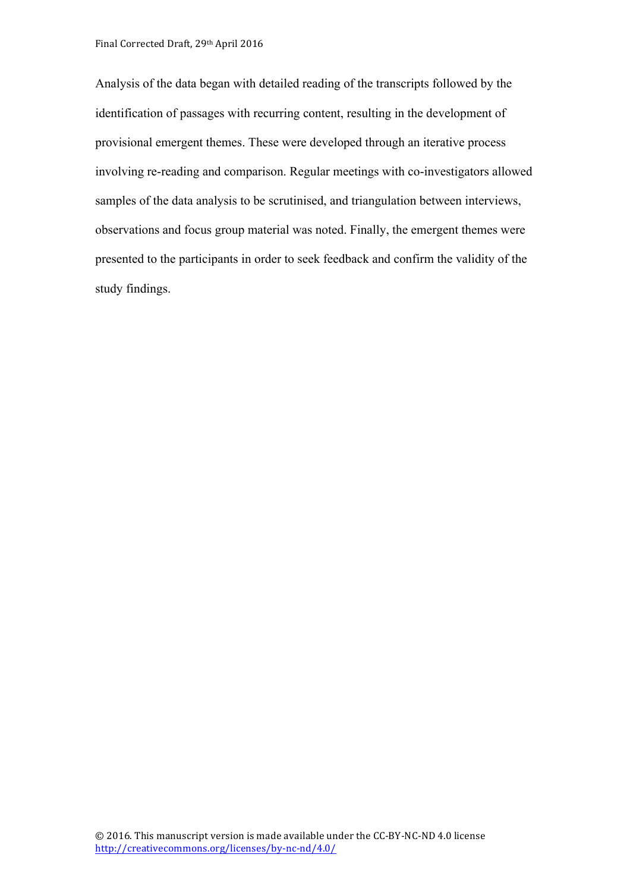Analysis of the data began with detailed reading of the transcripts followed by the identification of passages with recurring content, resulting in the development of provisional emergent themes. These were developed through an iterative process involving re-reading and comparison. Regular meetings with co-investigators allowed samples of the data analysis to be scrutinised, and triangulation between interviews, observations and focus group material was noted. Finally, the emergent themes were presented to the participants in order to seek feedback and confirm the validity of the study findings.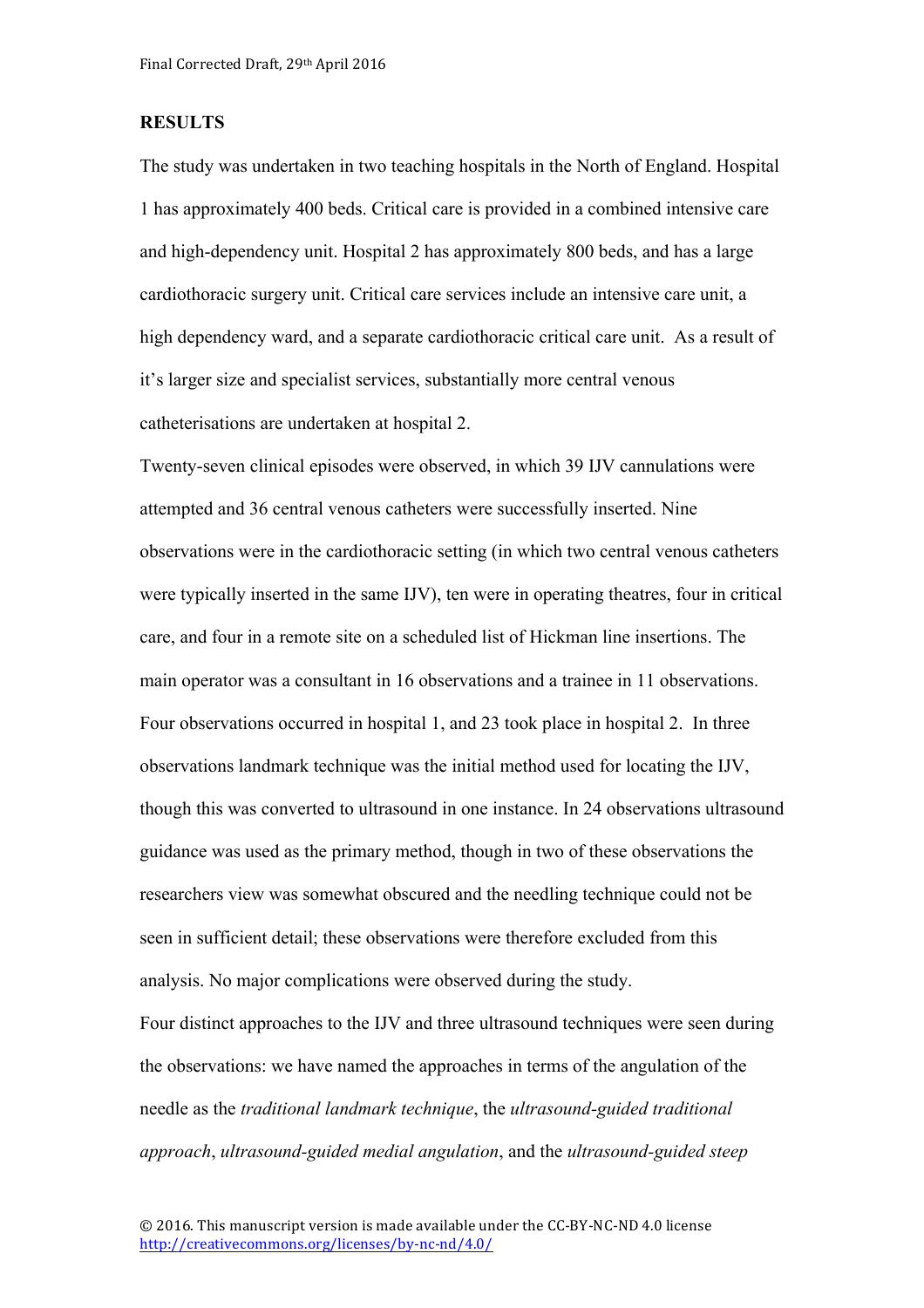## RESULTS

The study was undertaken in two teaching hospitals in the North of England. Hospital 1 has approximately 400 beds. Critical care is provided in a combined intensive care and high-dependency unit. Hospital 2 has approximately 800 beds, and has a large cardiothoracic surgery unit. Critical care services include an intensive care unit, a high dependency ward, and a separate cardiothoracic critical care unit. As a result of it's larger size and specialist services, substantially more central venous catheterisations are undertaken at hospital 2.

Twenty-seven clinical episodes were observed, in which 39 IJV cannulations were attempted and 36 central venous catheters were successfully inserted. Nine observations were in the cardiothoracic setting (in which two central venous catheters were typically inserted in the same IJV), ten were in operating theatres, four in critical care, and four in a remote site on a scheduled list of Hickman line insertions. The main operator was a consultant in 16 observations and a trainee in 11 observations. Four observations occurred in hospital 1, and 23 took place in hospital 2. In three observations landmark technique was the initial method used for locating the IJV, though this was converted to ultrasound in one instance. In 24 observations ultrasound guidance was used as the primary method, though in two of these observations the researchers view was somewhat obscured and the needling technique could not be seen in sufficient detail; these observations were therefore excluded from this analysis. No major complications were observed during the study.

Four distinct approaches to the IJV and three ultrasound techniques were seen during the observations: we have named the approaches in terms of the angulation of the needle as the *traditional landmark technique*, the *ultrasound-guided traditional approach*, *ultrasound-guided medial angulation*, and the *ultrasound-guided steep*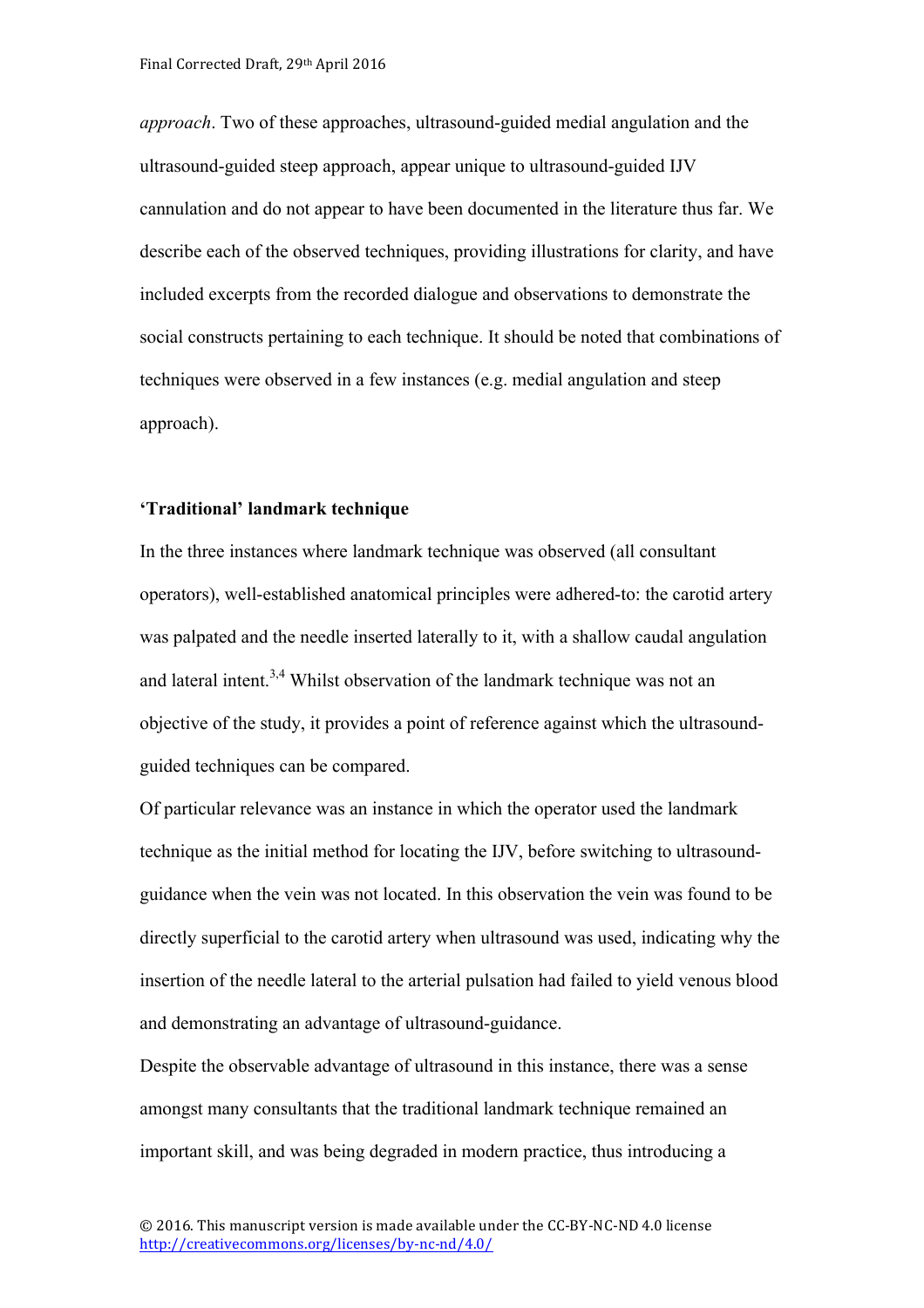*approach*. Two of these approaches, ultrasound-guided medial angulation and the ultrasound-guided steep approach, appear unique to ultrasound-guided IJV cannulation and do not appear to have been documented in the literature thus far. We describe each of the observed techniques, providing illustrations for clarity, and have included excerpts from the recorded dialogue and observations to demonstrate the social constructs pertaining to each technique. It should be noted that combinations of techniques were observed in a few instances (e.g. medial angulation and steep approach).

**'Traditional' landmark technique**

In the three instances where landmark technique was observed (all consultant operators), well-established anatomical principles were adhered-to: the carotid artery was palpated and the needle inserted laterally to it, with a shallow caudal angulation and lateral intent.[3,4] Whilst observation of the landmark technique was not an objective of the study, it provides a point of reference against which the ultrasound-guided techniques can be compared.

Of particular relevance was an instance in which the operator used the landmark technique as the initial method for locating the IJV, before switching to ultrasound-guidance when the vein was not located. In this observation the vein was found to be directly superficial to the carotid artery when ultrasound was used, indicating why the insertion of the needle lateral to the arterial pulsation had failed to yield venous blood and demonstrating an advantage of ultrasound-guidance.

Despite the observable advantage of ultrasound in this instance, there was a sense amongst many consultants that the traditional landmark technique remained an important skill, and was being degraded in modern practice, thus introducing a

© 2016. This manuscript version is made available under the CC-BY-NC-ND 4.0 license http://creativecommons.org/licenses/by-nc-nd/4.0/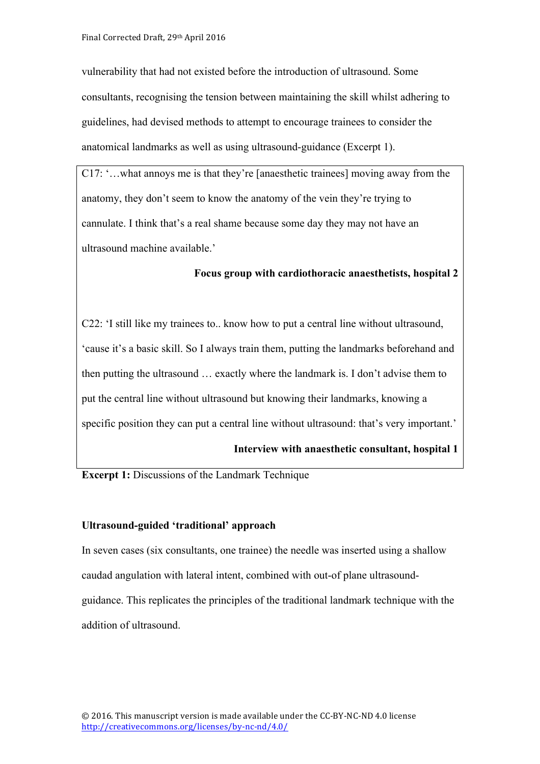vulnerability that had not existed before the introduction of ultrasound. Some consultants, recognising the tension between maintaining the skill whilst adhering to guidelines, had devised methods to attempt to encourage trainees to consider the anatomical landmarks as well as using ultrasound-guidance (Excerpt 1).

> C17: '…what annoys me is that they're [anaesthetic trainees] moving away from the anatomy, they don't seem to know the anatomy of the vein they're trying to cannulate. I think that's a real shame because some day they may not have an ultrasound machine available.'
>
> **Focus group with cardiothoracic anaesthetists, hospital 2**
>
> C22: 'I still like my trainees to.. know how to put a central line without ultrasound, 'cause it's a basic skill. So I always train them, putting the landmarks beforehand and then putting the ultrasound … exactly where the landmark is. I don't advise them to put the central line without ultrasound but knowing their landmarks, knowing a specific position they can put a central line without ultrasound: that's very important.'
>
> **Interview with anaesthetic consultant, hospital 1**

**Excerpt 1:** Discussions of the Landmark Technique

**Ultrasound-guided 'traditional' approach**

In seven cases (six consultants, one trainee) the needle was inserted using a shallow caudad angulation with lateral intent, combined with out-of plane ultrasound-guidance. This replicates the principles of the traditional landmark technique with the addition of ultrasound.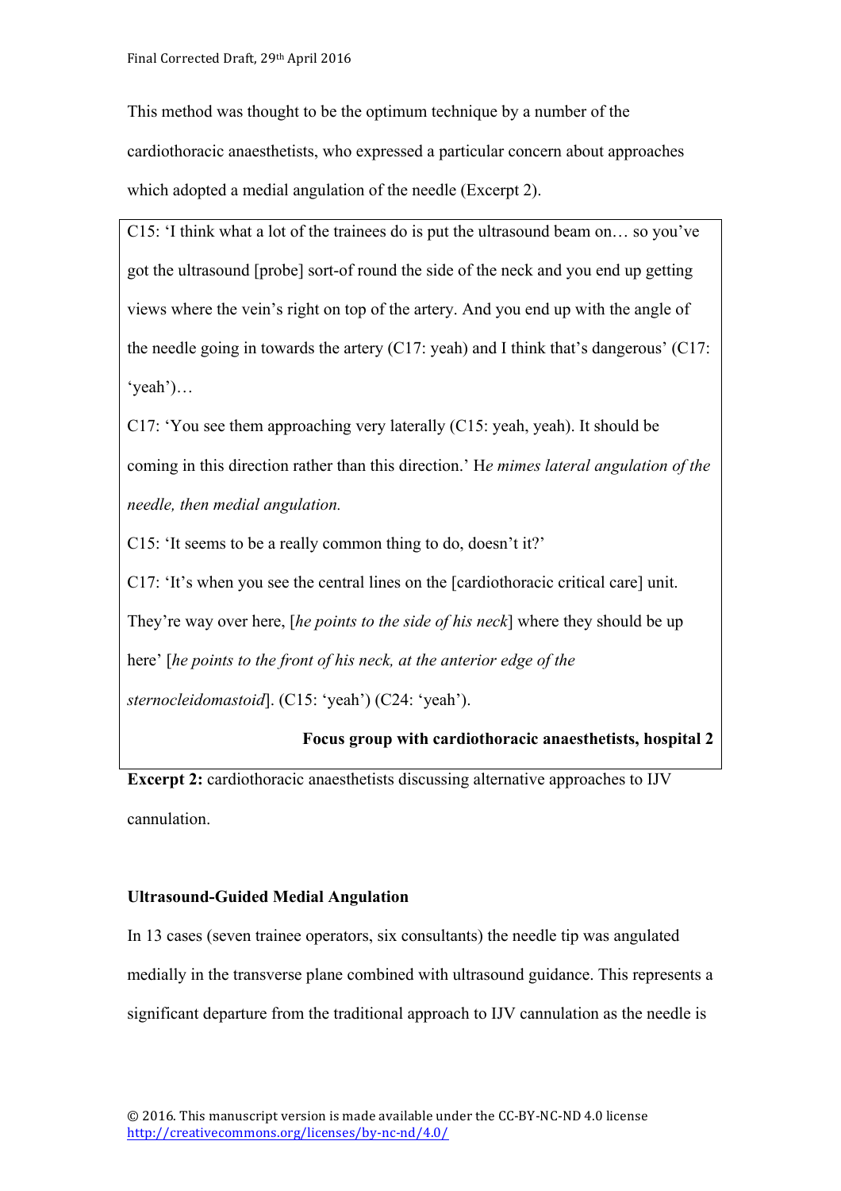This method was thought to be the optimum technique by a number of the cardiothoracic anaesthetists, who expressed a particular concern about approaches which adopted a medial angulation of the needle (Excerpt 2).

> C15: 'I think what a lot of the trainees do is put the ultrasound beam on… so you've got the ultrasound [probe] sort-of round the side of the neck and you end up getting views where the vein's right on top of the artery. And you end up with the angle of the needle going in towards the artery (C17: yeah) and I think that's dangerous' (C17: 'yeah')…
>
> C17: 'You see them approaching very laterally (C15: yeah, yeah). It should be coming in this direction rather than this direction.' H*e mimes lateral angulation of the needle, then medial angulation.*
>
> C15: 'It seems to be a really common thing to do, doesn't it?'
>
> C17: 'It's when you see the central lines on the [cardiothoracic critical care] unit. They're way over here, [*he points to the side of his neck*] where they should be up here' [*he points to the front of his neck, at the anterior edge of the sternocleidomastoid*]. (C15: 'yeah') (C24: 'yeah').
>
> **Focus group with cardiothoracic anaesthetists, hospital 2**

**Excerpt 2:** cardiothoracic anaesthetists discussing alternative approaches to IJV cannulation.

**Ultrasound-Guided Medial Angulation**

In 13 cases (seven trainee operators, six consultants) the needle tip was angulated medially in the transverse plane combined with ultrasound guidance. This represents a significant departure from the traditional approach to IJV cannulation as the needle is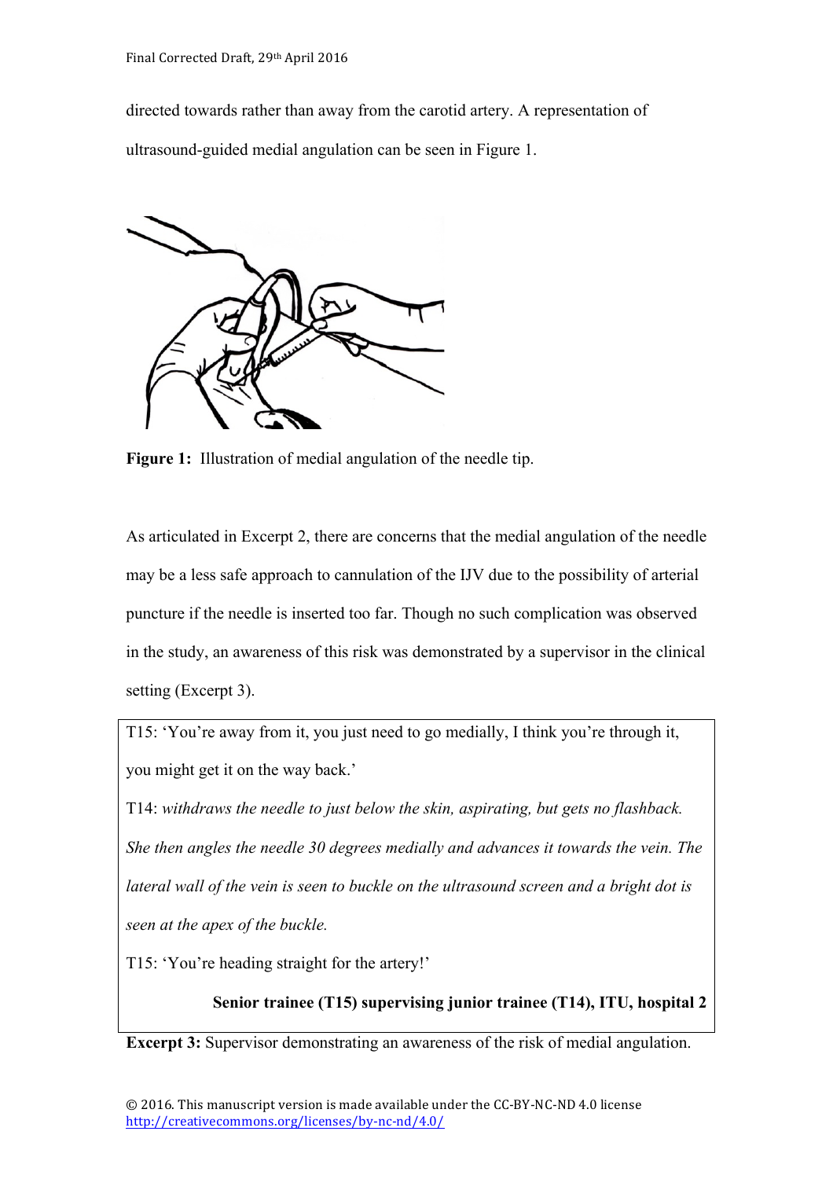directed towards rather than away from the carotid artery. A representation of ultrasound-guided medial angulation can be seen in Figure 1.

**Figure 1:** Illustration of medial angulation of the needle tip.

As articulated in Excerpt 2, there are concerns that the medial angulation of the needle may be a less safe approach to cannulation of the IJV due to the possibility of arterial puncture if the needle is inserted too far. Though no such complication was observed in the study, an awareness of this risk was demonstrated by a supervisor in the clinical setting (Excerpt 3).

> T15: 'You're away from it, you just need to go medially, I think you're through it, you might get it on the way back.'
>
> T14: *withdraws the needle to just below the skin, aspirating, but gets no flashback. She then angles the needle 30 degrees medially and advances it towards the vein. The lateral wall of the vein is seen to buckle on the ultrasound screen and a bright dot is seen at the apex of the buckle.*
>
> T15: 'You're heading straight for the artery!'
>
> **Senior trainee (T15) supervising junior trainee (T14), ITU, hospital 2**

**Excerpt 3:** Supervisor demonstrating an awareness of the risk of medial angulation.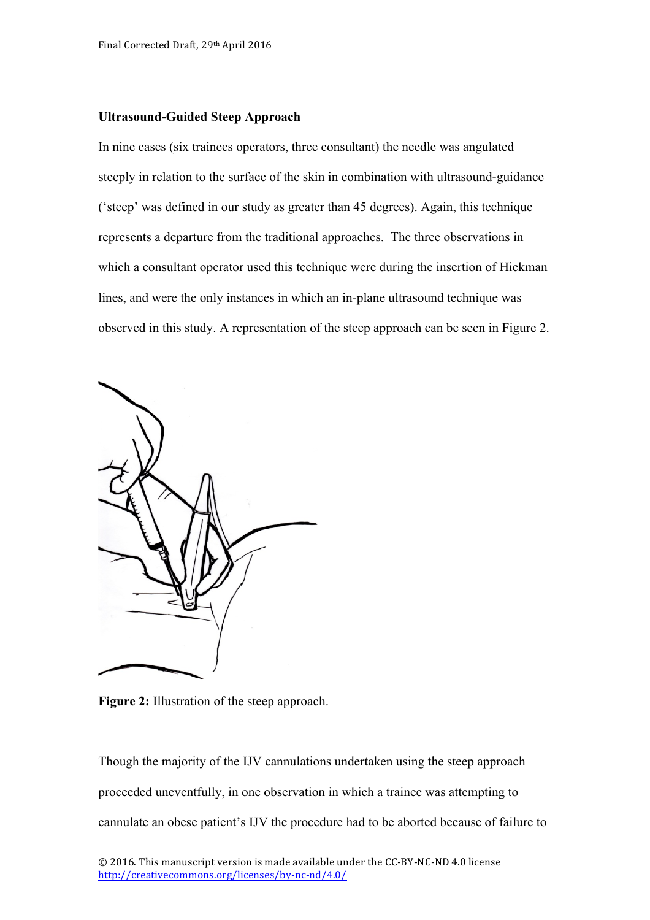**Ultrasound-Guided Steep Approach**

In nine cases (six trainees operators, three consultant) the needle was angulated steeply in relation to the surface of the skin in combination with ultrasound-guidance ('steep' was defined in our study as greater than 45 degrees). Again, this technique represents a departure from the traditional approaches. The three observations in which a consultant operator used this technique were during the insertion of Hickman lines, and were the only instances in which an in-plane ultrasound technique was observed in this study. A representation of the steep approach can be seen in Figure 2.

**Figure 2:** Illustration of the steep approach.

Though the majority of the IJV cannulations undertaken using the steep approach proceeded uneventfully, in one observation in which a trainee was attempting to cannulate an obese patient's IJV the procedure had to be aborted because of failure to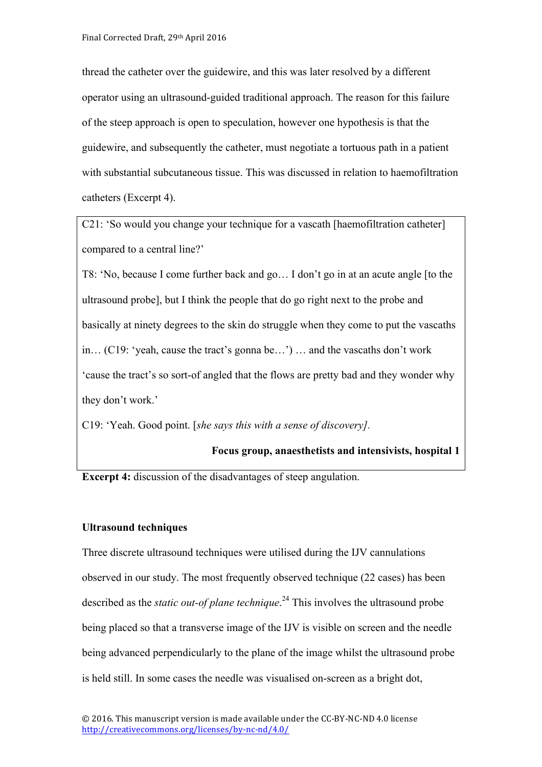thread the catheter over the guidewire, and this was later resolved by a different operator using an ultrasound-guided traditional approach. The reason for this failure of the steep approach is open to speculation, however one hypothesis is that the guidewire, and subsequently the catheter, must negotiate a tortuous path in a patient with substantial subcutaneous tissue. This was discussed in relation to haemofiltration catheters (Excerpt 4).

> C21: 'So would you change your technique for a vascath [haemofiltration catheter] compared to a central line?'
>
> T8: 'No, because I come further back and go… I don't go in at an acute angle [to the ultrasound probe], but I think the people that do go right next to the probe and basically at ninety degrees to the skin do struggle when they come to put the vascaths in… (C19: 'yeah, cause the tract's gonna be…') … and the vascaths don't work 'cause the tract's so sort-of angled that the flows are pretty bad and they wonder why they don't work.'
>
> C19: 'Yeah. Good point. [*she says this with a sense of discovery].*
>
> **Focus group, anaesthetists and intensivists, hospital 1**

**Excerpt 4:** discussion of the disadvantages of steep angulation.

**Ultrasound techniques**

Three discrete ultrasound techniques were utilised during the IJV cannulations observed in our study. The most frequently observed technique (22 cases) has been described as the *static out-of plane technique*.[24] This involves the ultrasound probe being placed so that a transverse image of the IJV is visible on screen and the needle being advanced perpendicularly to the plane of the image whilst the ultrasound probe is held still. In some cases the needle was visualised on-screen as a bright dot,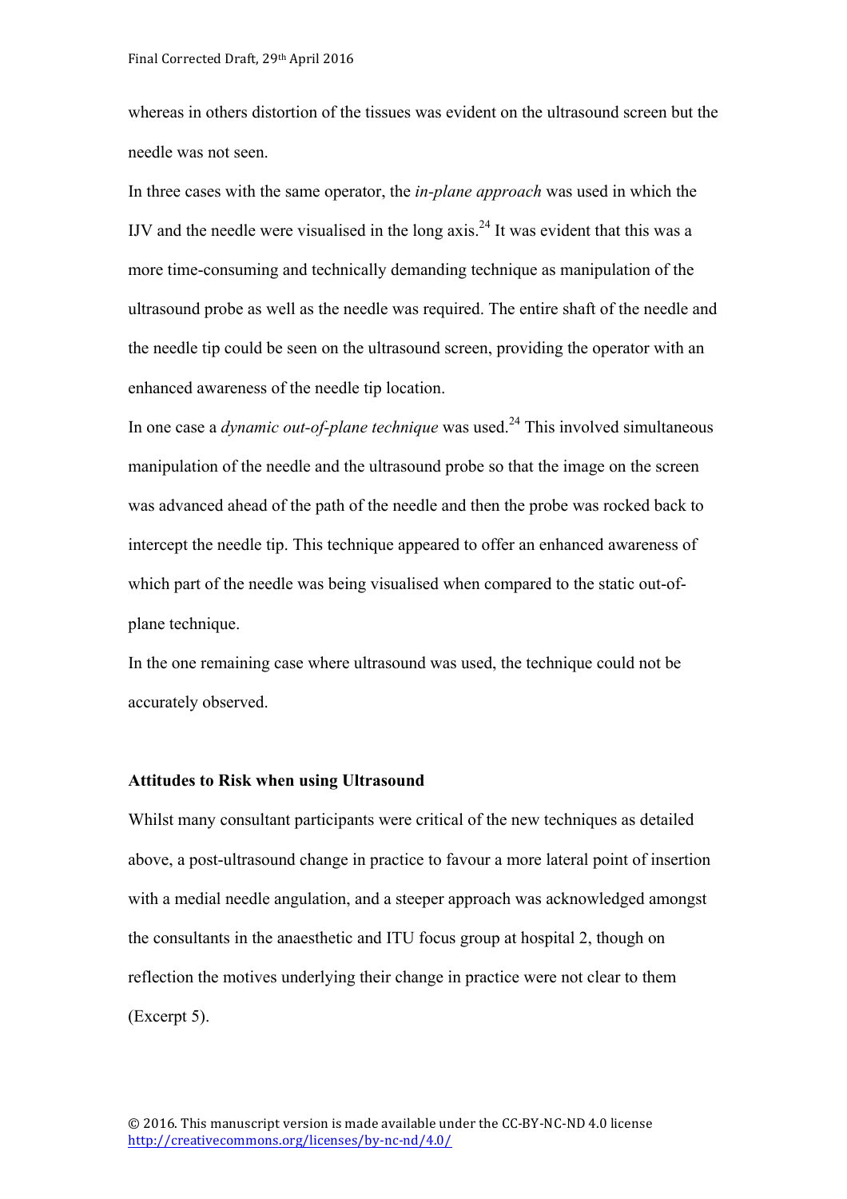whereas in others distortion of the tissues was evident on the ultrasound screen but the needle was not seen.

In three cases with the same operator, the *in-plane approach* was used in which the IJV and the needle were visualised in the long axis.[24] It was evident that this was a more time-consuming and technically demanding technique as manipulation of the ultrasound probe as well as the needle was required. The entire shaft of the needle and the needle tip could be seen on the ultrasound screen, providing the operator with an enhanced awareness of the needle tip location.

In one case a *dynamic out-of-plane technique* was used.[24] This involved simultaneous manipulation of the needle and the ultrasound probe so that the image on the screen was advanced ahead of the path of the needle and then the probe was rocked back to intercept the needle tip. This technique appeared to offer an enhanced awareness of which part of the needle was being visualised when compared to the static out-of-plane technique.

In the one remaining case where ultrasound was used, the technique could not be accurately observed.

**Attitudes to Risk when using Ultrasound**

Whilst many consultant participants were critical of the new techniques as detailed above, a post-ultrasound change in practice to favour a more lateral point of insertion with a medial needle angulation, and a steeper approach was acknowledged amongst the consultants in the anaesthetic and ITU focus group at hospital 2, though on reflection the motives underlying their change in practice were not clear to them (Excerpt 5).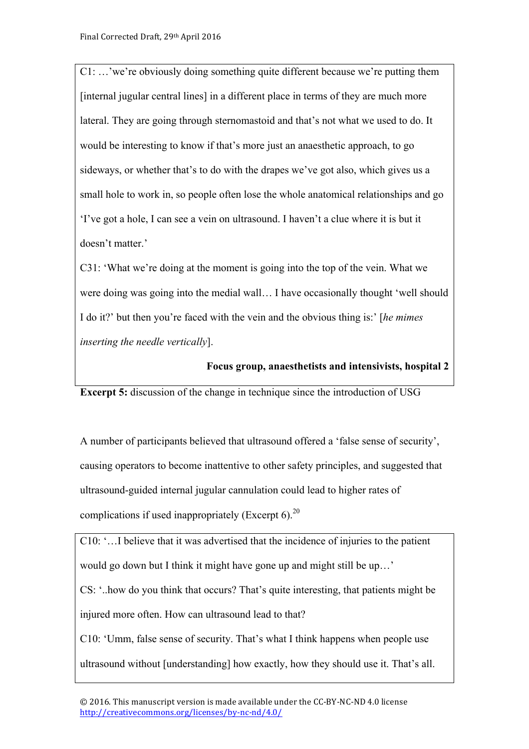C1: …'we're obviously doing something quite different because we're putting them [internal jugular central lines] in a different place in terms of they are much more lateral. They are going through sternomastoid and that's not what we used to do. It would be interesting to know if that's more just an anaesthetic approach, to go sideways, or whether that's to do with the drapes we've got also, which gives us a small hole to work in, so people often lose the whole anatomical relationships and go 'I've got a hole, I can see a vein on ultrasound. I haven't a clue where it is but it doesn't matter.'

C31: 'What we're doing at the moment is going into the top of the vein. What we were doing was going into the medial wall… I have occasionally thought 'well should I do it?' but then you're faced with the vein and the obvious thing is:' [*he mimes inserting the needle vertically*].

**Focus group, anaesthetists and intensivists, hospital 2**

**Excerpt 5:** discussion of the change in technique since the introduction of USG

A number of participants believed that ultrasound offered a 'false sense of security', causing operators to become inattentive to other safety principles, and suggested that ultrasound-guided internal jugular cannulation could lead to higher rates of complications if used inappropriately (Excerpt 6).[20]

C10: '…I believe that it was advertised that the incidence of injuries to the patient would go down but I think it might have gone up and might still be up…'

CS: '..how do you think that occurs? That's quite interesting, that patients might be injured more often. How can ultrasound lead to that?

C10: 'Umm, false sense of security. That's what I think happens when people use ultrasound without [understanding] how exactly, how they should use it. That's all.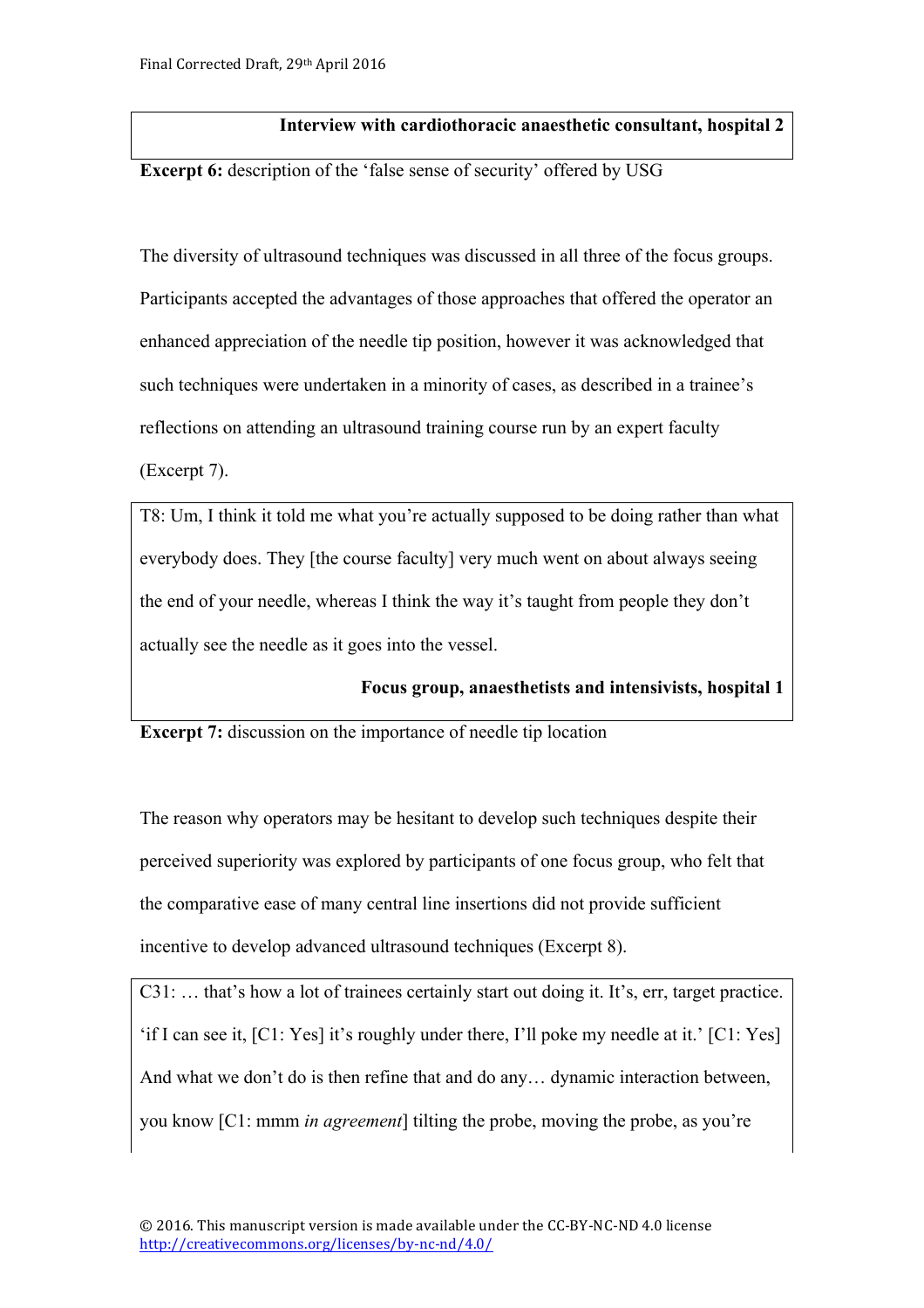**Interview with cardiothoracic anaesthetic consultant, hospital 2**

**Excerpt 6:** description of the 'false sense of security' offered by USG

The diversity of ultrasound techniques was discussed in all three of the focus groups. Participants accepted the advantages of those approaches that offered the operator an enhanced appreciation of the needle tip position, however it was acknowledged that such techniques were undertaken in a minority of cases, as described in a trainee's reflections on attending an ultrasound training course run by an expert faculty (Excerpt 7).

> T8: Um, I think it told me what you're actually supposed to be doing rather than what everybody does. They [the course faculty] very much went on about always seeing the end of your needle, whereas I think the way it's taught from people they don't actually see the needle as it goes into the vessel.
>
> **Focus group, anaesthetists and intensivists, hospital 1**

**Excerpt 7:** discussion on the importance of needle tip location

The reason why operators may be hesitant to develop such techniques despite their perceived superiority was explored by participants of one focus group, who felt that the comparative ease of many central line insertions did not provide sufficient incentive to develop advanced ultrasound techniques (Excerpt 8).

> C31: … that's how a lot of trainees certainly start out doing it. It's, err, target practice. 'if I can see it, [C1: Yes] it's roughly under there, I'll poke my needle at it.' [C1: Yes] And what we don't do is then refine that and do any… dynamic interaction between, you know [C1: mmm *in agreement*] tilting the probe, moving the probe, as you're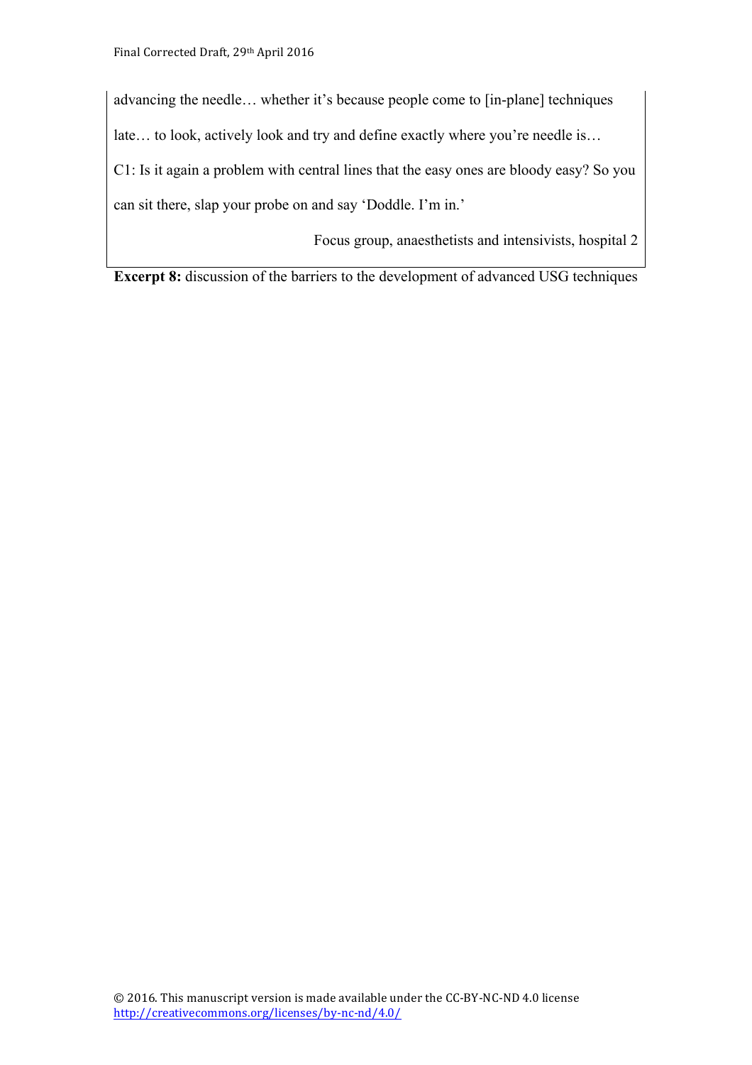advancing the needle… whether it's because people come to [in-plane] techniques late… to look, actively look and try and define exactly where you're needle is…

C1: Is it again a problem with central lines that the easy ones are bloody easy? So you can sit there, slap your probe on and say 'Doddle. I'm in.'

Focus group, anaesthetists and intensivists, hospital 2

**Excerpt 8:** discussion of the barriers to the development of advanced USG techniques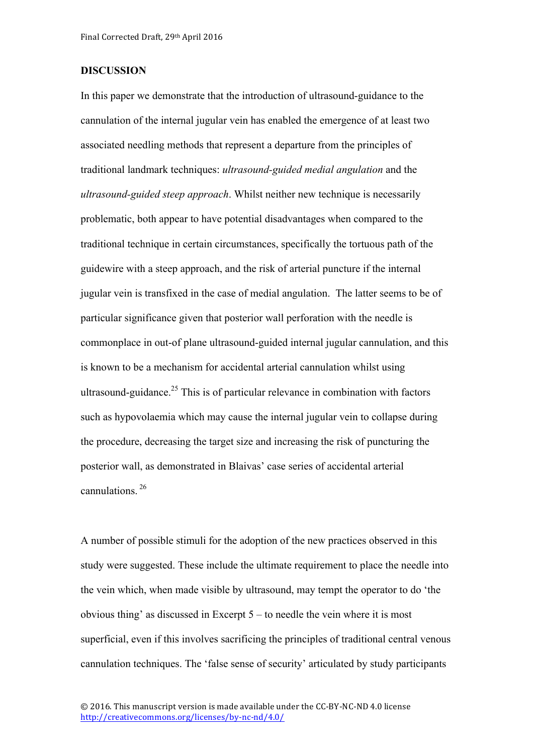## DISCUSSION

In this paper we demonstrate that the introduction of ultrasound-guidance to the cannulation of the internal jugular vein has enabled the emergence of at least two associated needling methods that represent a departure from the principles of traditional landmark techniques: *ultrasound-guided medial angulation* and the *ultrasound-guided steep approach*. Whilst neither new technique is necessarily problematic, both appear to have potential disadvantages when compared to the traditional technique in certain circumstances, specifically the tortuous path of the guidewire with a steep approach, and the risk of arterial puncture if the internal jugular vein is transfixed in the case of medial angulation. The latter seems to be of particular significance given that posterior wall perforation with the needle is commonplace in out-of plane ultrasound-guided internal jugular cannulation, and this is known to be a mechanism for accidental arterial cannulation whilst using ultrasound-guidance.[25] This is of particular relevance in combination with factors such as hypovolaemia which may cause the internal jugular vein to collapse during the procedure, decreasing the target size and increasing the risk of puncturing the posterior wall, as demonstrated in Blaivas' case series of accidental arterial cannulations.[26]

A number of possible stimuli for the adoption of the new practices observed in this study were suggested. These include the ultimate requirement to place the needle into the vein which, when made visible by ultrasound, may tempt the operator to do 'the obvious thing' as discussed in Excerpt 5 – to needle the vein where it is most superficial, even if this involves sacrificing the principles of traditional central venous cannulation techniques. The 'false sense of security' articulated by study participants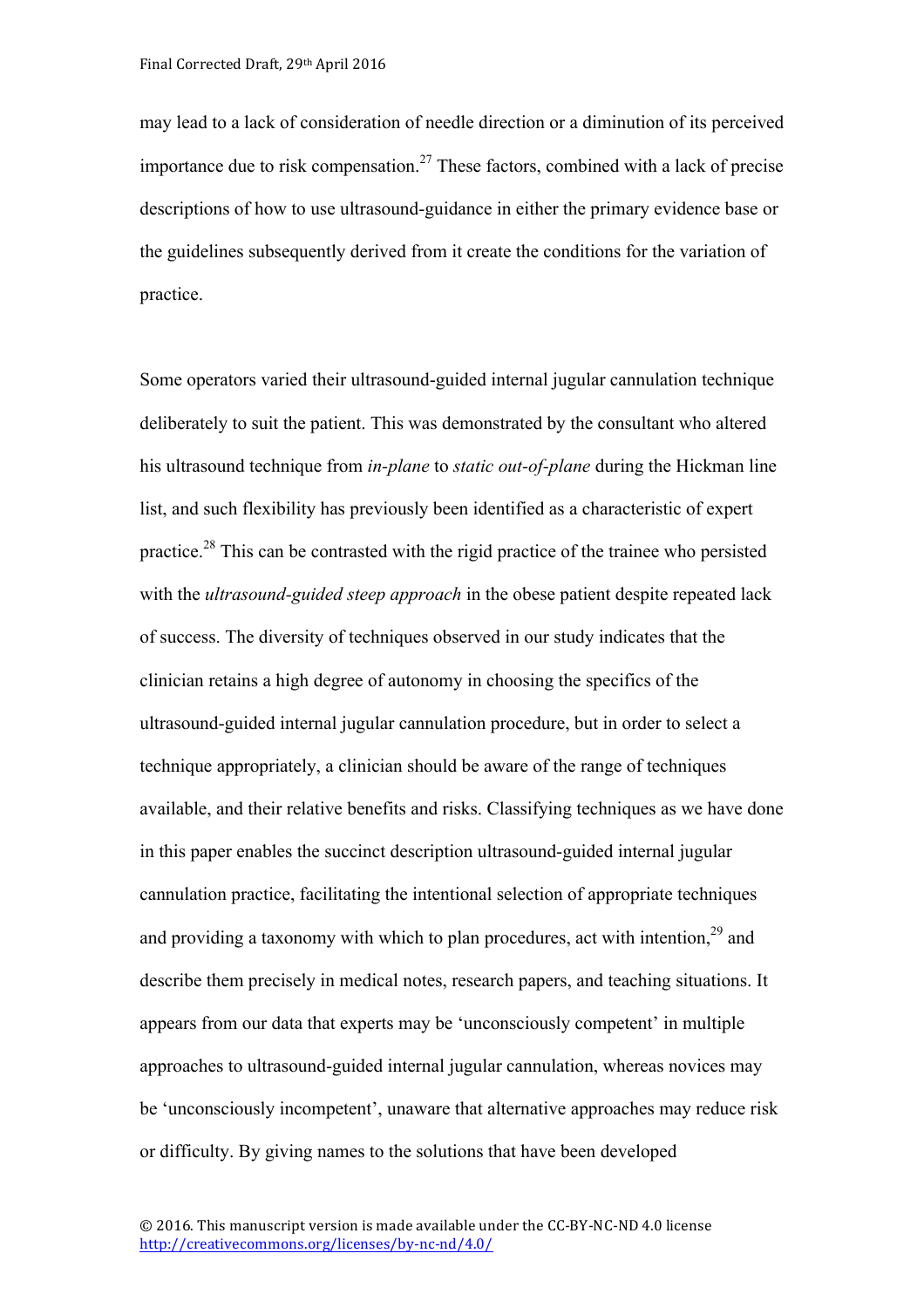may lead to a lack of consideration of needle direction or a diminution of its perceived importance due to risk compensation.[27] These factors, combined with a lack of precise descriptions of how to use ultrasound-guidance in either the primary evidence base or the guidelines subsequently derived from it create the conditions for the variation of practice.

Some operators varied their ultrasound-guided internal jugular cannulation technique deliberately to suit the patient. This was demonstrated by the consultant who altered his ultrasound technique from *in-plane* to *static out-of-plane* during the Hickman line list, and such flexibility has previously been identified as a characteristic of expert practice.[28] This can be contrasted with the rigid practice of the trainee who persisted with the *ultrasound-guided steep approach* in the obese patient despite repeated lack of success. The diversity of techniques observed in our study indicates that the clinician retains a high degree of autonomy in choosing the specifics of the ultrasound-guided internal jugular cannulation procedure, but in order to select a technique appropriately, a clinician should be aware of the range of techniques available, and their relative benefits and risks. Classifying techniques as we have done in this paper enables the succinct description ultrasound-guided internal jugular cannulation practice, facilitating the intentional selection of appropriate techniques and providing a taxonomy with which to plan procedures, act with intention,[29] and describe them precisely in medical notes, research papers, and teaching situations. It appears from our data that experts may be 'unconsciously competent' in multiple approaches to ultrasound-guided internal jugular cannulation, whereas novices may be 'unconsciously incompetent', unaware that alternative approaches may reduce risk or difficulty. By giving names to the solutions that have been developed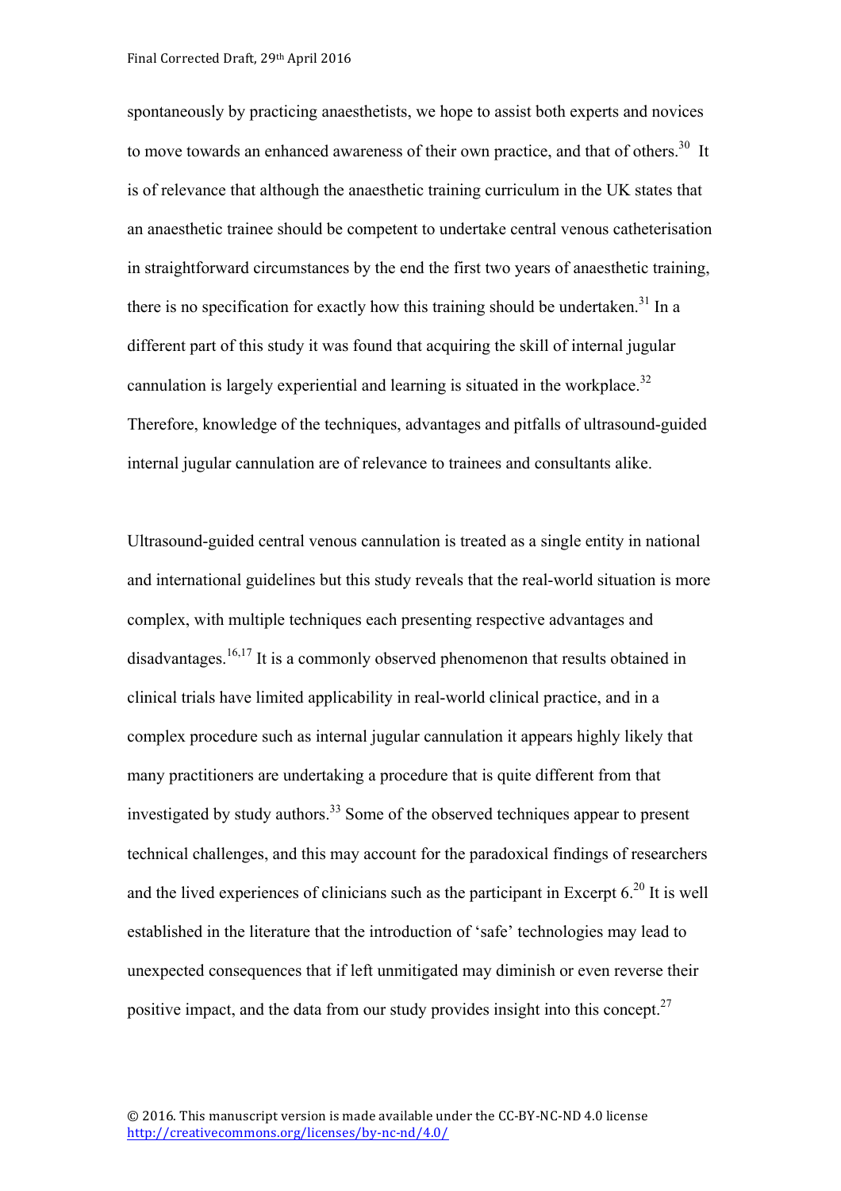spontaneously by practicing anaesthetists, we hope to assist both experts and novices to move towards an enhanced awareness of their own practice, and that of others.[30] It is of relevance that although the anaesthetic training curriculum in the UK states that an anaesthetic trainee should be competent to undertake central venous catheterisation in straightforward circumstances by the end the first two years of anaesthetic training, there is no specification for exactly how this training should be undertaken.[31] In a different part of this study it was found that acquiring the skill of internal jugular cannulation is largely experiential and learning is situated in the workplace.[32] Therefore, knowledge of the techniques, advantages and pitfalls of ultrasound-guided internal jugular cannulation are of relevance to trainees and consultants alike.

Ultrasound-guided central venous cannulation is treated as a single entity in national and international guidelines but this study reveals that the real-world situation is more complex, with multiple techniques each presenting respective advantages and disadvantages.[16,17] It is a commonly observed phenomenon that results obtained in clinical trials have limited applicability in real-world clinical practice, and in a complex procedure such as internal jugular cannulation it appears highly likely that many practitioners are undertaking a procedure that is quite different from that investigated by study authors.[33] Some of the observed techniques appear to present technical challenges, and this may account for the paradoxical findings of researchers and the lived experiences of clinicians such as the participant in Excerpt 6.[20] It is well established in the literature that the introduction of 'safe' technologies may lead to unexpected consequences that if left unmitigated may diminish or even reverse their positive impact, and the data from our study provides insight into this concept.[27]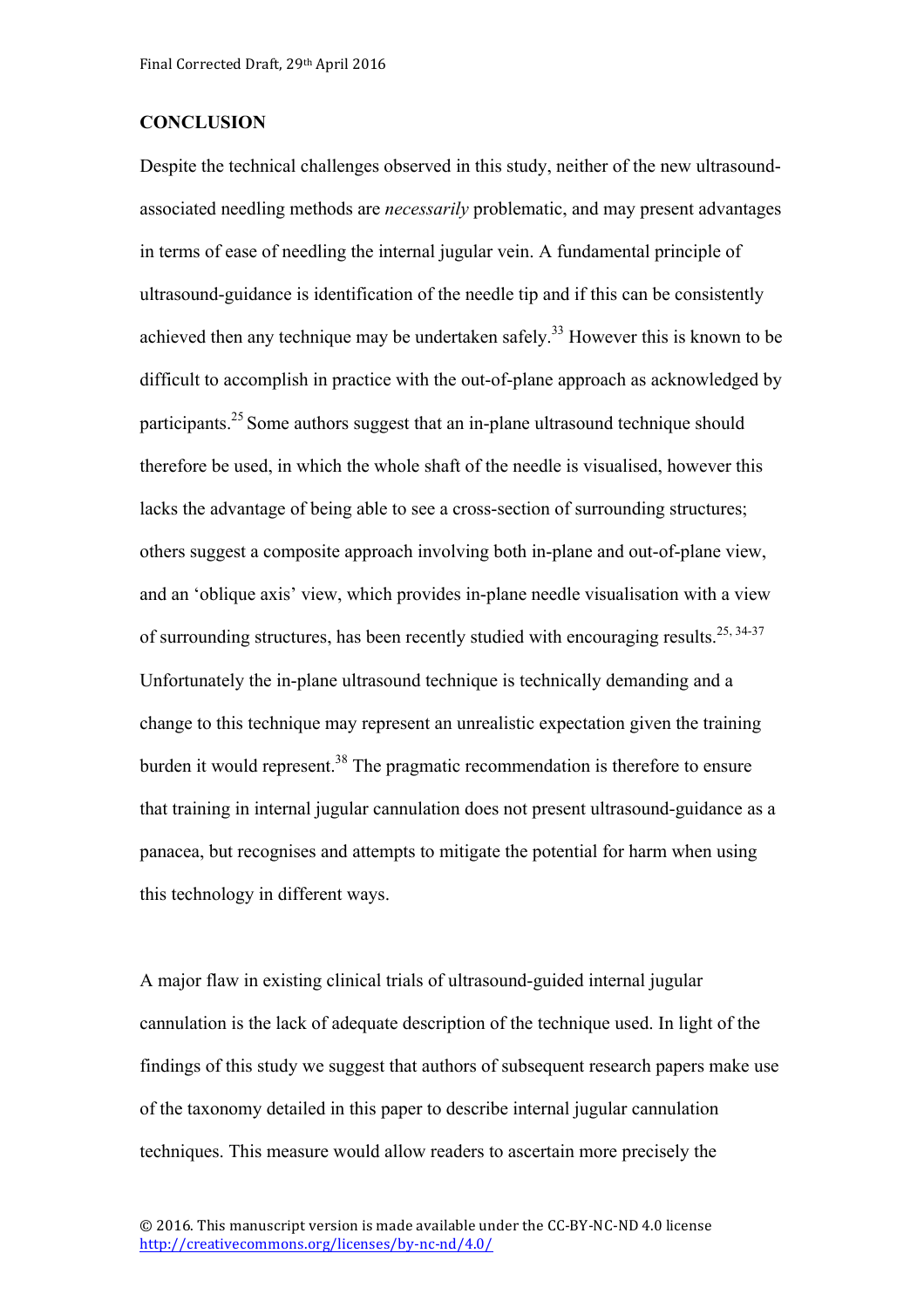## CONCLUSION

Despite the technical challenges observed in this study, neither of the new ultrasound-associated needling methods are *necessarily* problematic, and may present advantages in terms of ease of needling the internal jugular vein. A fundamental principle of ultrasound-guidance is identification of the needle tip and if this can be consistently achieved then any technique may be undertaken safely.[33] However this is known to be difficult to accomplish in practice with the out-of-plane approach as acknowledged by participants.[25] Some authors suggest that an in-plane ultrasound technique should therefore be used, in which the whole shaft of the needle is visualised, however this lacks the advantage of being able to see a cross-section of surrounding structures; others suggest a composite approach involving both in-plane and out-of-plane view, and an 'oblique axis' view, which provides in-plane needle visualisation with a view of surrounding structures, has been recently studied with encouraging results.[25, 34-37] Unfortunately the in-plane ultrasound technique is technically demanding and a change to this technique may represent an unrealistic expectation given the training burden it would represent.[38] The pragmatic recommendation is therefore to ensure that training in internal jugular cannulation does not present ultrasound-guidance as a panacea, but recognises and attempts to mitigate the potential for harm when using this technology in different ways.

A major flaw in existing clinical trials of ultrasound-guided internal jugular cannulation is the lack of adequate description of the technique used. In light of the findings of this study we suggest that authors of subsequent research papers make use of the taxonomy detailed in this paper to describe internal jugular cannulation techniques. This measure would allow readers to ascertain more precisely the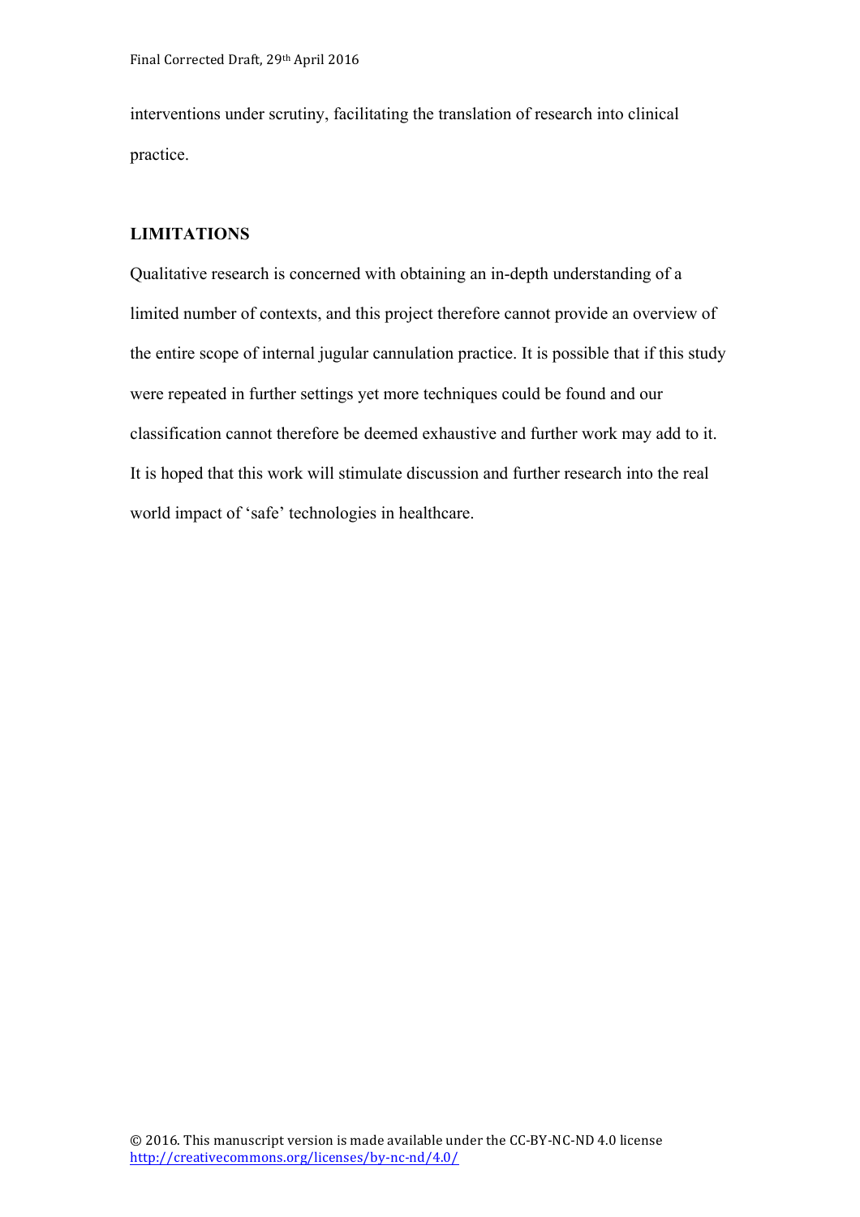interventions under scrutiny, facilitating the translation of research into clinical practice.

## LIMITATIONS

Qualitative research is concerned with obtaining an in-depth understanding of a limited number of contexts, and this project therefore cannot provide an overview of the entire scope of internal jugular cannulation practice. It is possible that if this study were repeated in further settings yet more techniques could be found and our classification cannot therefore be deemed exhaustive and further work may add to it. It is hoped that this work will stimulate discussion and further research into the real world impact of 'safe' technologies in healthcare.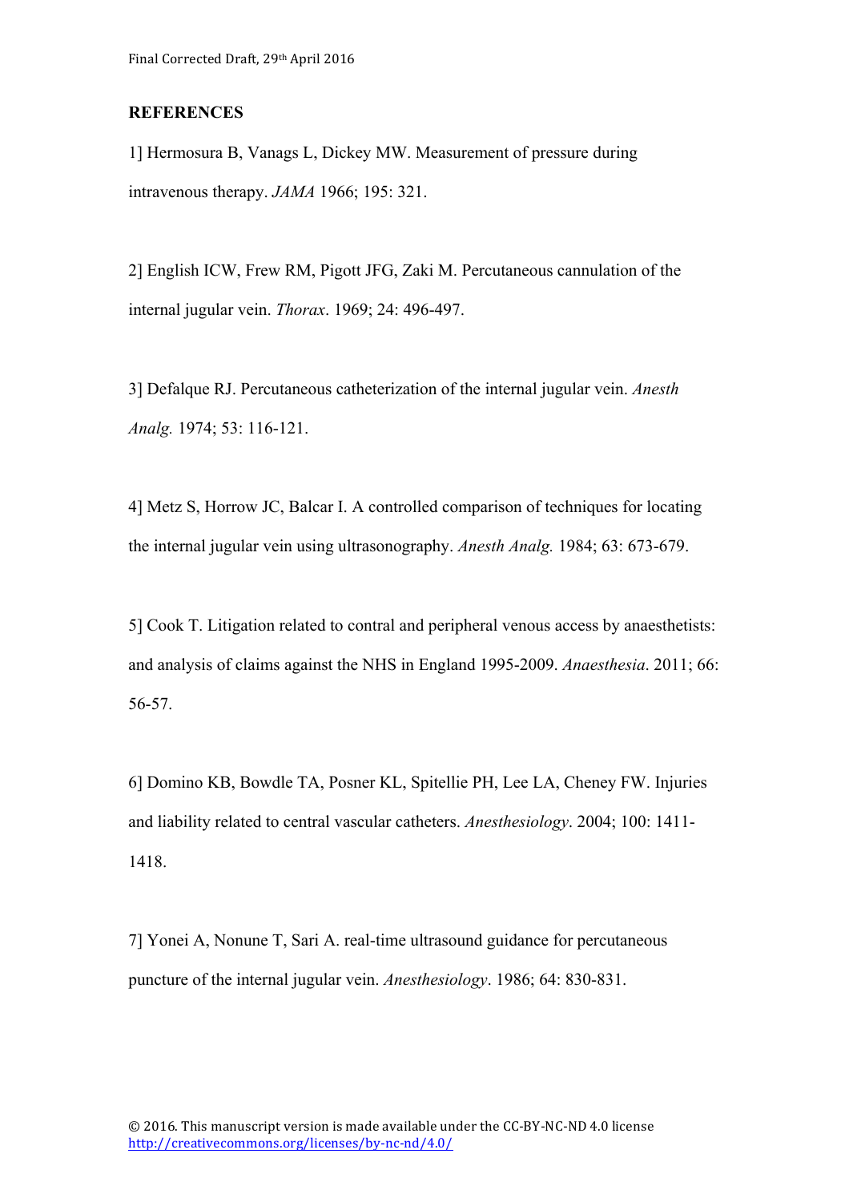**REFERENCES**

1] Hermosura B, Vanags L, Dickey MW. Measurement of pressure during intravenous therapy. *JAMA* 1966; 195: 321.

2] English ICW, Frew RM, Pigott JFG, Zaki M. Percutaneous cannulation of the internal jugular vein. *Thorax*. 1969; 24: 496-497.

3] Defalque RJ. Percutaneous catheterization of the internal jugular vein. *Anesth Analg.* 1974; 53: 116-121.

4] Metz S, Horrow JC, Balcar I. A controlled comparison of techniques for locating the internal jugular vein using ultrasonography. *Anesth Analg.* 1984; 63: 673-679.

5] Cook T. Litigation related to contral and peripheral venous access by anaesthetists: and analysis of claims against the NHS in England 1995-2009. *Anaesthesia*. 2011; 66: 56-57.

6] Domino KB, Bowdle TA, Posner KL, Spitellie PH, Lee LA, Cheney FW. Injuries and liability related to central vascular catheters. *Anesthesiology*. 2004; 100: 1411-1418.

7] Yonei A, Nonune T, Sari A. real-time ultrasound guidance for percutaneous puncture of the internal jugular vein. *Anesthesiology*. 1986; 64: 830-831.

© 2016. This manuscript version is made available under the CC-BY-NC-ND 4.0 license http://creativecommons.org/licenses/by-nc-nd/4.0/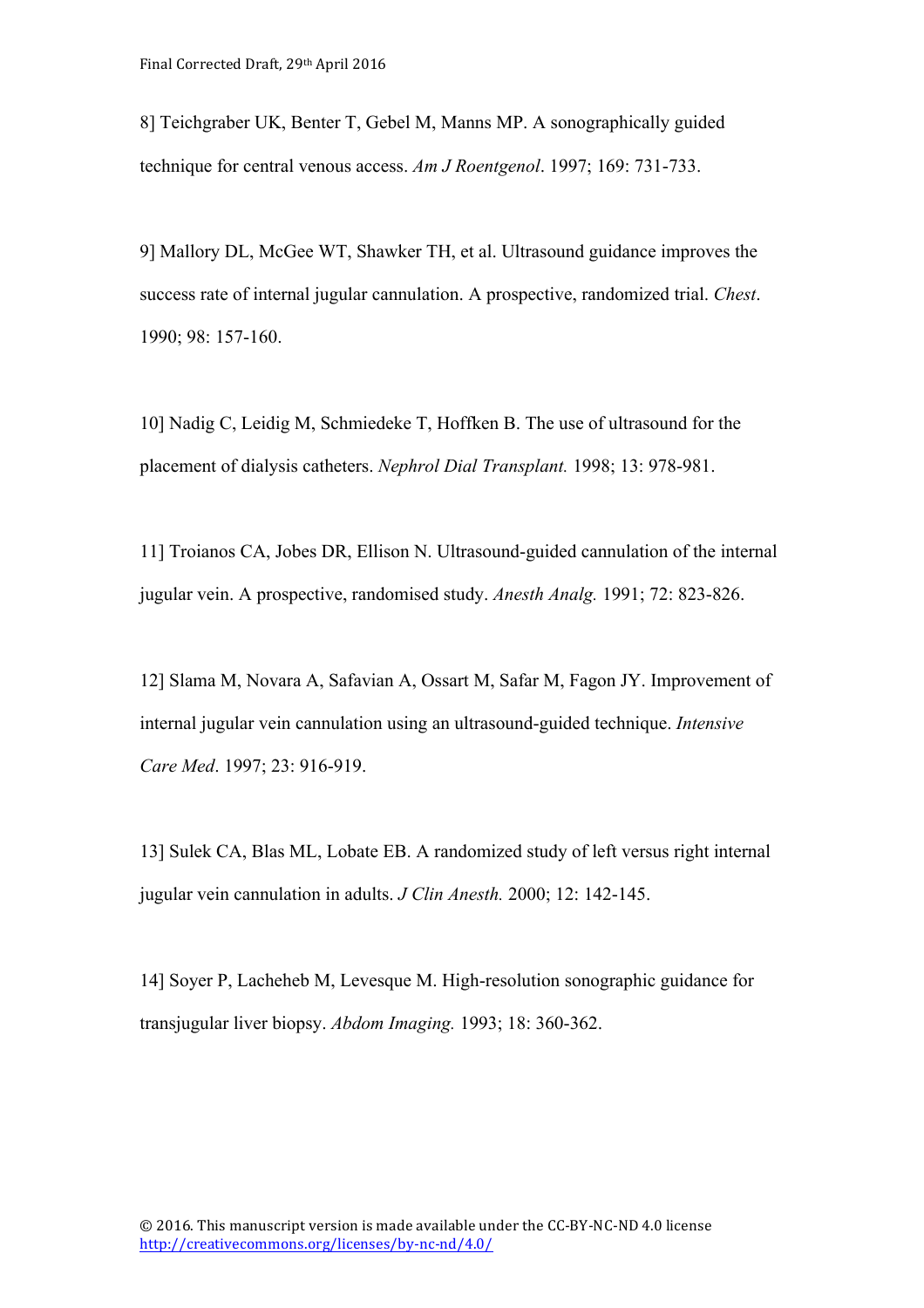8] Teichgraber UK, Benter T, Gebel M, Manns MP. A sonographically guided technique for central venous access. *Am J Roentgenol*. 1997; 169: 731-733.

9] Mallory DL, McGee WT, Shawker TH, et al. Ultrasound guidance improves the success rate of internal jugular cannulation. A prospective, randomized trial. *Chest*. 1990; 98: 157-160.

10] Nadig C, Leidig M, Schmiedeke T, Hoffken B. The use of ultrasound for the placement of dialysis catheters. *Nephrol Dial Transplant.* 1998; 13: 978-981.

11] Troianos CA, Jobes DR, Ellison N. Ultrasound-guided cannulation of the internal jugular vein. A prospective, randomised study. *Anesth Analg.* 1991; 72: 823-826.

12] Slama M, Novara A, Safavian A, Ossart M, Safar M, Fagon JY. Improvement of internal jugular vein cannulation using an ultrasound-guided technique. *Intensive Care Med*. 1997; 23: 916-919.

13] Sulek CA, Blas ML, Lobate EB. A randomized study of left versus right internal jugular vein cannulation in adults. *J Clin Anesth.* 2000; 12: 142-145.

14] Soyer P, Lacheheb M, Levesque M. High-resolution sonographic guidance for transjugular liver biopsy. *Abdom Imaging.* 1993; 18: 360-362.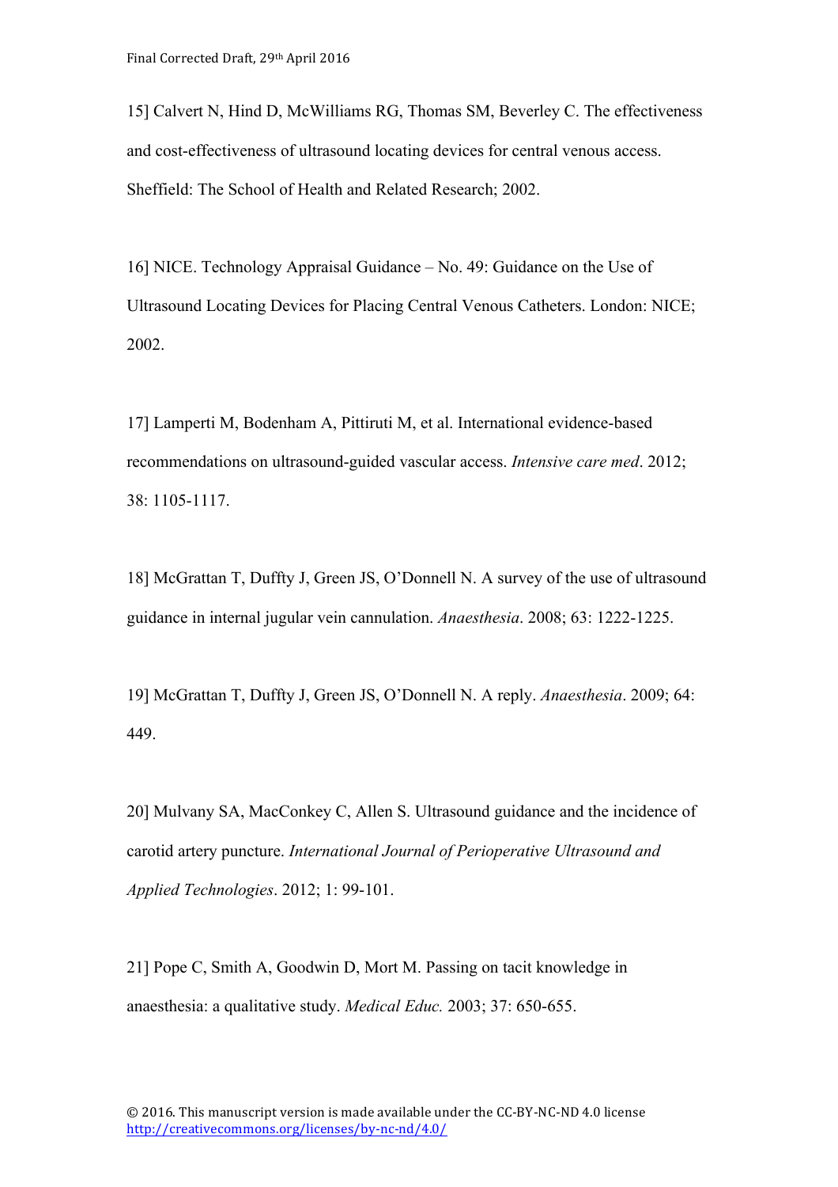15] Calvert N, Hind D, McWilliams RG, Thomas SM, Beverley C. The effectiveness and cost-effectiveness of ultrasound locating devices for central venous access. Sheffield: The School of Health and Related Research; 2002.

16] NICE. Technology Appraisal Guidance – No. 49: Guidance on the Use of Ultrasound Locating Devices for Placing Central Venous Catheters. London: NICE; 2002.

17] Lamperti M, Bodenham A, Pittiruti M, et al. International evidence-based recommendations on ultrasound-guided vascular access. *Intensive care med*. 2012; 38: 1105-1117.

18] McGrattan T, Duffty J, Green JS, O'Donnell N. A survey of the use of ultrasound guidance in internal jugular vein cannulation. *Anaesthesia*. 2008; 63: 1222-1225.

19] McGrattan T, Duffty J, Green JS, O'Donnell N. A reply. *Anaesthesia*. 2009; 64: 449.

20] Mulvany SA, MacConkey C, Allen S. Ultrasound guidance and the incidence of carotid artery puncture. *International Journal of Perioperative Ultrasound and Applied Technologies*. 2012; 1: 99-101.

21] Pope C, Smith A, Goodwin D, Mort M. Passing on tacit knowledge in anaesthesia: a qualitative study. *Medical Educ.* 2003; 37: 650-655.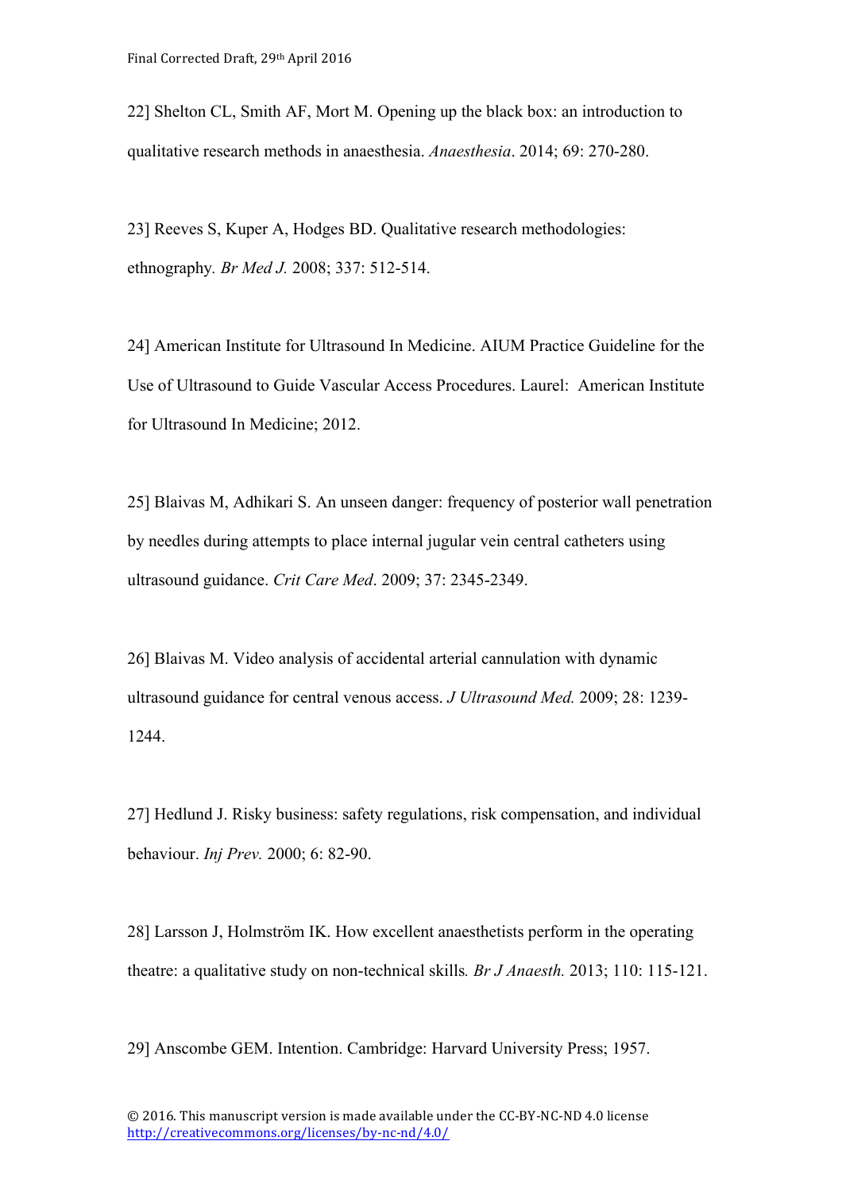22] Shelton CL, Smith AF, Mort M. Opening up the black box: an introduction to qualitative research methods in anaesthesia. *Anaesthesia*. 2014; 69: 270-280.

23] Reeves S, Kuper A, Hodges BD. Qualitative research methodologies: ethnography. *Br Med J.* 2008; 337: 512-514.

24] American Institute for Ultrasound In Medicine. AIUM Practice Guideline for the Use of Ultrasound to Guide Vascular Access Procedures. Laurel: American Institute for Ultrasound In Medicine; 2012.

25] Blaivas M, Adhikari S. An unseen danger: frequency of posterior wall penetration by needles during attempts to place internal jugular vein central catheters using ultrasound guidance. *Crit Care Med*. 2009; 37: 2345-2349.

26] Blaivas M. Video analysis of accidental arterial cannulation with dynamic ultrasound guidance for central venous access. *J Ultrasound Med.* 2009; 28: 1239-1244.

27] Hedlund J. Risky business: safety regulations, risk compensation, and individual behaviour. *Inj Prev.* 2000; 6: 82-90.

28] Larsson J, Holmström IK. How excellent anaesthetists perform in the operating theatre: a qualitative study on non-technical skills*. Br J Anaesth.* 2013; 110: 115-121.

29] Anscombe GEM. Intention. Cambridge: Harvard University Press; 1957.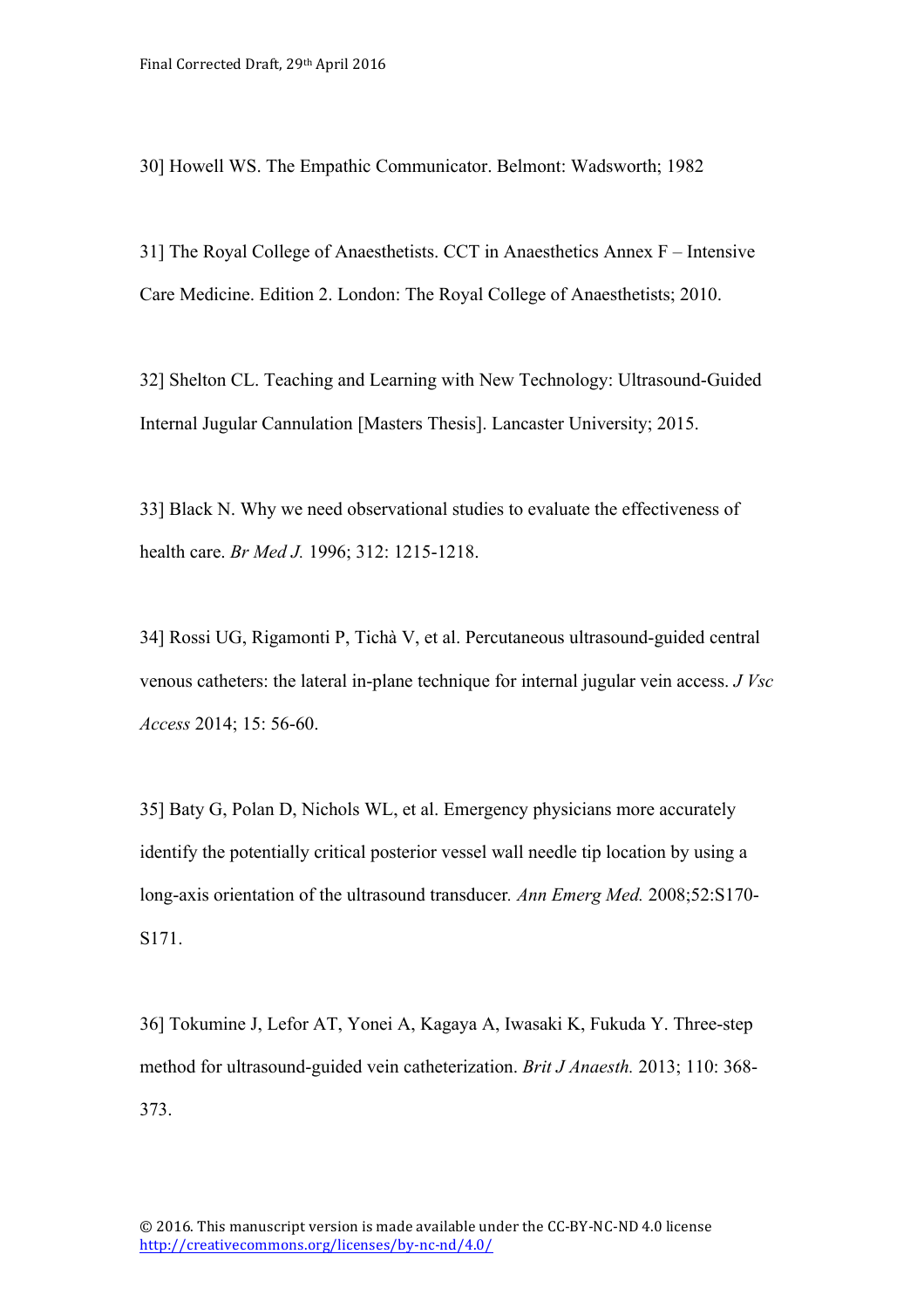30] Howell WS. The Empathic Communicator. Belmont: Wadsworth; 1982

31] The Royal College of Anaesthetists. CCT in Anaesthetics Annex F – Intensive Care Medicine. Edition 2. London: The Royal College of Anaesthetists; 2010.

32] Shelton CL. Teaching and Learning with New Technology: Ultrasound-Guided Internal Jugular Cannulation [Masters Thesis]. Lancaster University; 2015.

33] Black N. Why we need observational studies to evaluate the effectiveness of health care. *Br Med J.* 1996; 312: 1215-1218.

34] Rossi UG, Rigamonti P, Tichà V, et al. Percutaneous ultrasound-guided central venous catheters: the lateral in-plane technique for internal jugular vein access. *J Vsc Access* 2014; 15: 56-60.

35] Baty G, Polan D, Nichols WL, et al. Emergency physicians more accurately identify the potentially critical posterior vessel wall needle tip location by using a long-axis orientation of the ultrasound transducer. *Ann Emerg Med.* 2008;52:S170-S171.

36] Tokumine J, Lefor AT, Yonei A, Kagaya A, Iwasaki K, Fukuda Y. Three-step method for ultrasound-guided vein catheterization. *Brit J Anaesth.* 2013; 110: 368-373.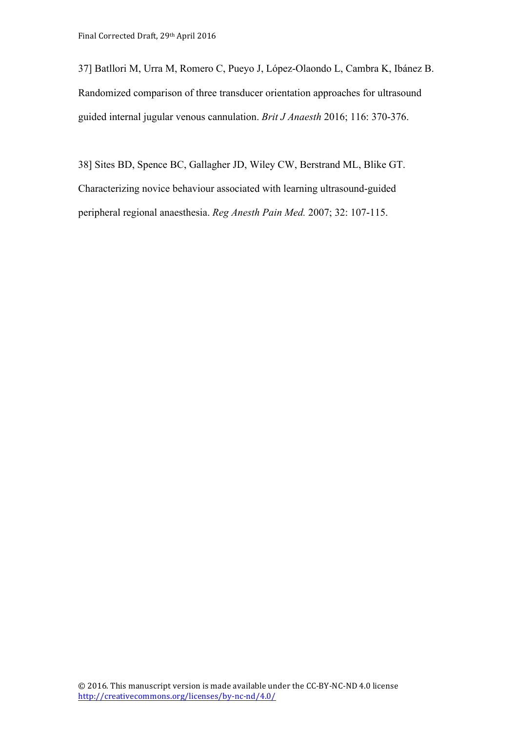37] Batllori M, Urra M, Romero C, Pueyo J, López-Olaondo L, Cambra K, Ibánez B. Randomized comparison of three transducer orientation approaches for ultrasound guided internal jugular venous cannulation. *Brit J Anaesth* 2016; 116: 370-376.

38] Sites BD, Spence BC, Gallagher JD, Wiley CW, Berstrand ML, Blike GT. Characterizing novice behaviour associated with learning ultrasound-guided peripheral regional anaesthesia. *Reg Anesth Pain Med.* 2007; 32: 107-115.

© 2016. This manuscript version is made available under the CC-BY-NC-ND 4.0 license http://creativecommons.org/licenses/by-nc-nd/4.0/